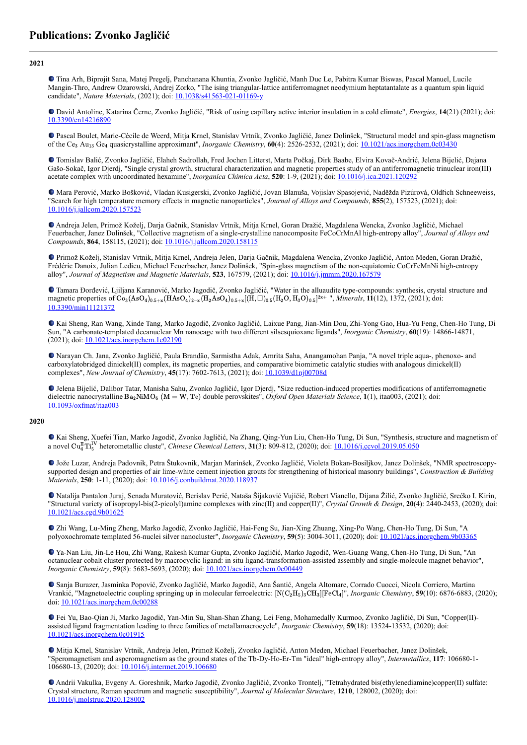# Publications: Zvonko Jagličić

**2021**

- Tina Arh, Biprojit Sana, Matej Pregelj, Panchanana Khuntia, Zvonko Jagličić, Manh Duc Le, Pabitra Kumar Biswas, Pascal Manuel, Lucile Mangin-Thro, Andrew Ozarowski, Andrej Zorko, "The ising triangular-lattice antiferromagnet neodymium heptatantalate as a quantum spin liquid candidate", *Nature Materials*, (2021); doi: 10.1038/s41563-021-01169-y

- David Antolinc, Katarina Černe, Zvonko Jagličić, "Risk of using capillary active interior insulation in a cold climate", *Energies*, **14**(21) (2021); doi: 10.3390/en14216890

- Pascal Boulet, Marie-Cécile de Weerd, Mitja Krnel, Stanislav Vrtnik, Zvonko Jagličić, Janez Dolinšek, "Structural model and spin-glass magnetism of the $Ce_3$ $Au_{13}$ $Ge_4$ quasicrystalline approximant", *Inorganic Chemistry*, **60**(4): 2526-2532, (2021); doi: 10.1021/acs.inorgchem.0c03430

- Tomislav Balić, Zvonko Jagličić, Elaheh Sadrollah, Fred Jochen Litterst, Marta Počkaj, Dirk Baabe, Elvira Kovač-Andrić, Jelena Bijelić, Dajana Gašo-Sokač, Igor Djerdj, "Single crystal growth, structural characterization and magnetic properties study of an antiferromagnetic trinuclear iron(III) acetate complex with uncoordinated hexamine", *Inorganica Chimica Acta*, **520**: 1-9, (2021); doi: 10.1016/j.ica.2021.120292

- Mara Perović, Marko Bošković, Vladan Kusigerski, Zvonko Jagličić, Jovan Blanuša, Vojislav Spasojević, Nadĕžda Pizúrová, Oldřich Schneeweiss, "Search for high temperature memory effects in magnetic nanoparticles", *Journal of Alloys and Compounds*, **855**(2), 157523, (2021); doi: 10.1016/j.jallcom.2020.157523

- Andreja Jelen, Primož Koželj, Darja Gačnik, Stanislav Vrtnik, Mitja Krnel, Goran Dražić, Magdalena Wencka, Zvonko Jagličić, Michael Feuerbacher, Janez Dolinšek, "Collective magnetism of a single-crystalline nanocomposite FeCoCrMnAl high-entropy alloy", *Journal of Alloys and Compounds*, **864**, 158115, (2021); doi: 10.1016/j.jallcom.2020.158115

- Primož Koželj, Stanislav Vrtnik, Mitja Krnel, Andreja Jelen, Darja Gačnik, Magdalena Wencka, Zvonko Jagličić, Anton Meden, Goran Dražić, Frédéric Danoix, Julian Ledieu, Michael Feuerbacher, Janez Dolinšek, "Spin-glass magnetism of the non-equiatomic CoCrFeMnNi high-entropy alloy", *Journal of Magnetism and Magnetic Materials*, **523**, 167579, (2021); doi: 10.1016/j.jmmm.2020.167579

- Tamara Đorđević, Ljiljana Karanović, Marko Jagodič, Zvonko Jagličić, "Water in the alluaudite type-compounds: synthesis, crystal structure and magnetic properties of $Co_3(AsO_4)_{0.5+x}(HAsO_4)_{2-x}(H_2AsO_4)_{0.5+x}[(H,\square)_{0.5}(H_2O,H_3O)_{0.5}]^{2x+}$ ", *Minerals*, **11**(12), 1372, (2021); doi: 10.3390/min11121372

- Kai Sheng, Ran Wang, Xinde Tang, Marko Jagodič, Zvonko Jagličić, Laixue Pang, Jian-Min Dou, Zhi-Yong Gao, Hua-Yu Feng, Chen-Ho Tung, Di Sun, "A carbonate-templated decanuclear Mn nanocage with two different silsesquioxane ligands", *Inorganic Chemistry*, **60**(19): 14866-14871, (2021); doi: 10.1021/acs.inorgchem.1c02190

- Narayan Ch. Jana, Zvonko Jagličić, Paula Brandão, Sarmistha Adak, Amrita Saha, Anangamohan Panja, "A novel triple aqua-, phenoxo- and carboxylatobridged dinickel(II) complex, its magnetic properties, and comparative biomimetic catalytic studies with analogous dinickel(II) complexes", *New Journal of Chemistry*, **45**(17): 7602-7613, (2021); doi: 10.1039/d1nj00708d

- Jelena Bijelić, Dalibor Tatar, Manisha Sahu, Zvonko Jagličić, Igor Djerdj, "Size reduction-induced properties modifications of antiferromagnetic dielectric nanocrystalline $Ba_2NiMO_6$ $(M = W, Te)$ double perovskites", *Oxford Open Materials Science*, **1**(1), itaa003, (2021); doi: 10.1093/oxfmat/itaa003

**2020**

- Kai Sheng, Xuefei Tian, Marko Jagodič, Zvonko Jagličić, Na Zhang, Qing-Yun Liu, Chen-Ho Tung, Di Sun, "Synthesis, structure and magnetism of a novel $Cu_4^{II}Ti_5^{IV}$ heterometallic cluste", *Chinese Chemical Letters*, **31**(3): 809-812, (2020); doi: 10.1016/j.cclet.2019.05.050

- Jože Luzar, Andreja Padovnik, Petra Štukovnik, Marjan Marinšek, Zvonko Jagličić, Violeta Bokan-Bosiljkov, Janez Dolinšek, "NMR spectroscopy-supported design and properties of air lime-white cement injection grouts for strengthening of historical masonry buildings", *Construction & Building Materials*, **250**: 1-11, (2020); doi: 10.1016/j.conbuildmat.2020.118937

- Natalija Pantalon Juraj, Senada Muratović, Berislav Perić, Nataša Šijaković Vujičić, Robert Vianello, Dijana Žilić, Zvonko Jagličić, Srećko I. Kirin, "Structural variety of isopropyl-bis(2-picolyl)amine complexes with zinc(II) and copper(II)", *Crystal Growth & Design*, **20**(4): 2440-2453, (2020); doi: 10.1021/acs.cgd.9b01625

- Zhi Wang, Lu-Ming Zheng, Marko Jagodič, Zvonko Jagličić, Hai-Feng Su, Jian-Xing Zhuang, Xing-Po Wang, Chen-Ho Tung, Di Sun, "A polyoxochromate templated 56-nuclei silver nanocluster", *Inorganic Chemistry*, **59**(5): 3004-3011, (2020); doi: 10.1021/acs.inorgchem.9b03365

- Ya-Nan Liu, Jin-Le Hou, Zhi Wang, Rakesh Kumar Gupta, Zvonko Jagličić, Marko Jagodič, Wen-Guang Wang, Chen-Ho Tung, Di Sun, "An octanuclear cobalt cluster protected by macrocyclic ligand: in situ ligand-transformation-assisted assembly and single-molecule magnet behavior", *Inorganic Chemistry*, **59**(8): 5683-5693, (2020); doi: 10.1021/acs.inorgchem.0c00449

- Sanja Burazer, Jasminka Popović, Zvonko Jagličić, Marko Jagodič, Ana Šantić, Angela Altomare, Corrado Cuocci, Nicola Corriero, Martina Vrankić, "Magnetoelectric coupling springing up in molecular ferroelectric: $[N(C_2H_5)_3CH_3][FeCl_4]$", *Inorganic Chemistry*, **59**(10): 6876-6883, (2020); doi: 10.1021/acs.inorgchem.0c00288

- Fei Yu, Bao-Qian Ji, Marko Jagodič, Yan-Min Su, Shan-Shan Zhang, Lei Feng, Mohamedally Kurmoo, Zvonko Jagličić, Di Sun, "Copper(II)-assisted ligand fragmentation leading to three families of metallamacrocycle", *Inorganic Chemistry*, **59**(18): 13524-13532, (2020); doi: 10.1021/acs.inorgchem.0c01915

- Mitja Krnel, Stanislav Vrtnik, Andreja Jelen, Primož Koželj, Zvonko Jagličić, Anton Meden, Michael Feuerbacher, Janez Dolinšek, "Speromagnetism and asperomagnetism as the ground states of the Tb-Dy-Ho-Er-Tm "ideal" high-entropy alloy", *Intermetallics*, **117**: 106680-1-106680-13, (2020); doi: 10.1016/j.intermet.2019.106680

- Andrii Vakulka, Evgeny A. Goreshnik, Marko Jagodič, Zvonko Jagličić, Zvonko Trontelj, "Tetrahydrated bis(ethylenediamine)copper(II) sulfate: Crystal structure, Raman spectrum and magnetic susceptibility", *Journal of Molecular Structure*, **1210**, 128002, (2020); doi: 10.1016/j.molstruc.2020.128002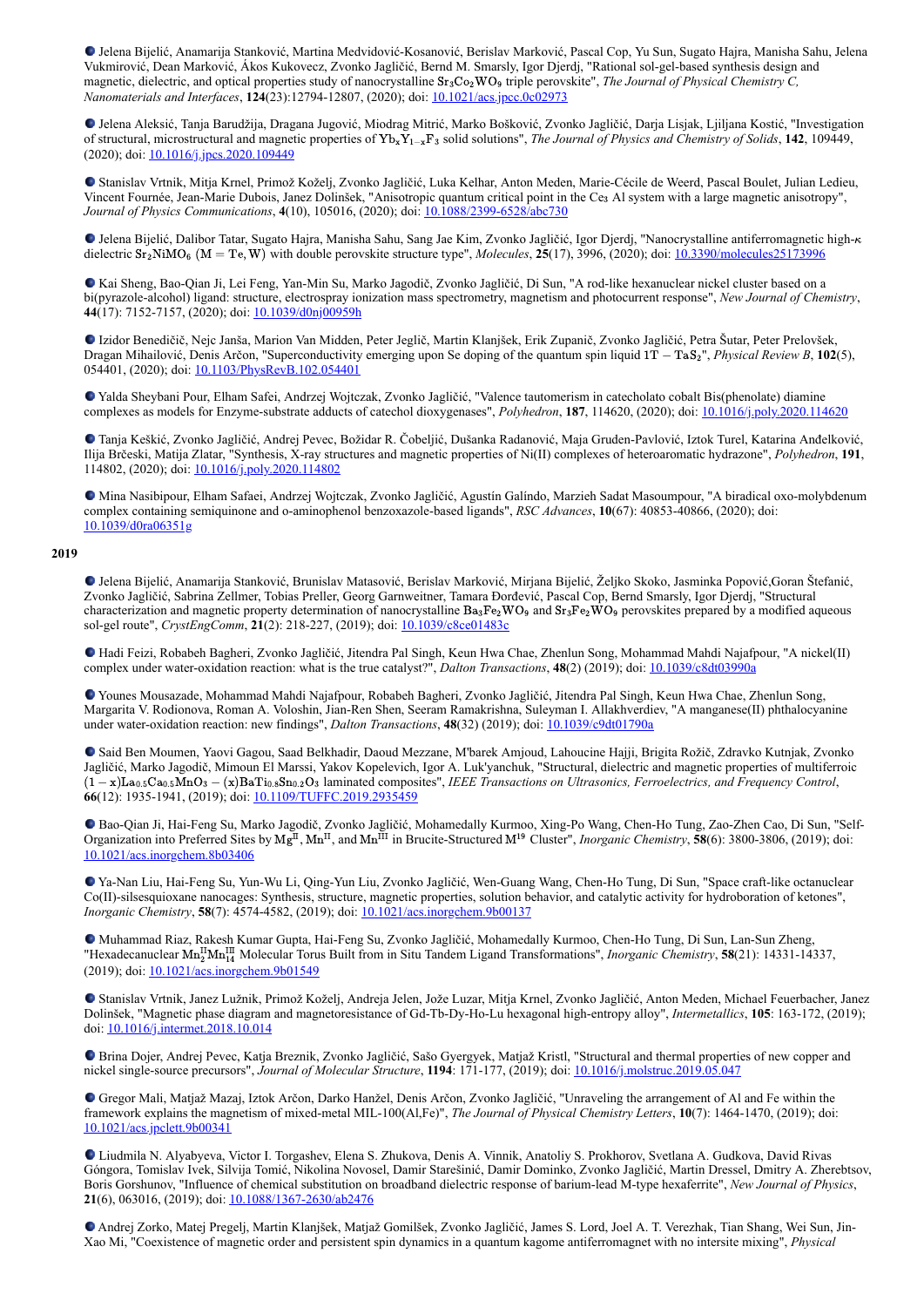- Jelena Bijelić, Anamarija Stanković, Martina Medvidović-Kosanović, Berislav Marković, Pascal Cop, Yu Sun, Sugato Hajra, Manisha Sahu, Jelena Vukmirović, Dean Marković, Ákos Kukovecz, Zvonko Jagličić, Bernd M. Smarsly, Igor Djerdj, "Rational sol-gel-based synthesis design and magnetic, dielectric, and optical properties study of nanocrystalline $Sr_3Co_2WO_9$ triple perovskite", *The Journal of Physical Chemistry C, Nanomaterials and Interfaces*, **124**(23):12794-12807, (2020); doi: [10.1021/acs.jpcc.0c02973](https://doi.org/10.1021/acs.jpcc.0c02973)

- Jelena Aleksić, Tanja Barudžija, Dragana Jugović, Miodrag Mitrić, Marko Bošković, Zvonko Jagličić, Darja Lisjak, Ljiljana Kostić, "Investigation of structural, microstructural and magnetic properties of $Yb_xY_{1-x}F_3$ solid solutions", *The Journal of Physics and Chemistry of Solids*, **142**, 109449, (2020); doi: [10.1016/j.jpcs.2020.109449](https://doi.org/10.1016/j.jpcs.2020.109449)

- Stanislav Vrtnik, Mitja Krnel, Primož Koželj, Zvonko Jagličić, Luka Kelhar, Anton Meden, Marie-Cécile de Weerd, Pascal Boulet, Julian Ledieu, Vincent Fournée, Jean-Marie Dubois, Janez Dolinšek, "Anisotropic quantum critical point in the $Ce_3$ Al system with a large magnetic anisotropy", *Journal of Physics Communications*, **4**(10), 105016, (2020); doi: [10.1088/2399-6528/abc730](https://doi.org/10.1088/2399-6528/abc730)

- Jelena Bijelić, Dalibor Tatar, Sugato Hajra, Manisha Sahu, Sang Jae Kim, Zvonko Jagličić, Igor Djerdj, "Nanocrystalline antiferromagnetic high-$\kappa$ dielectric $Sr_2NiMO_6$ $(M = Te, W)$ with double perovskite structure type", *Molecules*, **25**(17), 3996, (2020); doi: [10.3390/molecules25173996](https://doi.org/10.3390/molecules25173996)

- Kai Sheng, Bao-Qian Ji, Lei Feng, Yan-Min Su, Marko Jagodič, Zvonko Jagličić, Di Sun, "A rod-like hexanuclear nickel cluster based on a bi(pyrazole-alcohol) ligand: structure, electrospray ionization mass spectrometry, magnetism and photocurrent response", *New Journal of Chemistry*, **44**(17): 7152-7157, (2020); doi: [10.1039/d0nj00959h](https://doi.org/10.1039/d0nj00959h)

- Izidor Benedičič, Nejc Janša, Marion Van Midden, Peter Jeglič, Martin Klanjšek, Erik Zupanič, Zvonko Jagličić, Petra Šutar, Peter Prelovšek, Dragan Mihailović, Denis Arčon, "Superconductivity emerging upon Se doping of the quantum spin liquid $1T-TaS_2$", *Physical Review B*, **102**(5), 054401, (2020); doi: [10.1103/PhysRevB.102.054401](https://doi.org/10.1103/PhysRevB.102.054401)

- Yalda Sheybani Pour, Elham Safei, Andrzej Wojtczak, Zvonko Jagličić, "Valence tautomerism in catecholato cobalt Bis(phenolate) diamine complexes as models for Enzyme-substrate adducts of catechol dioxygenases", *Polyhedron*, **187**, 114620, (2020); doi: [10.1016/j.poly.2020.114620](https://doi.org/10.1016/j.poly.2020.114620)

- Tanja Keškić, Zvonko Jagličić, Andrej Pevec, Božidar R. Čobeljić, Dušanka Radanović, Maja Gruden-Pavlović, Iztok Turel, Katarina Anđelković, Ilija Brčeski, Matija Zlatar, "Synthesis, X-ray structures and magnetic properties of Ni(II) complexes of heteroaromatic hydrazone", *Polyhedron*, **191**, 114802, (2020); doi: [10.1016/j.poly.2020.114802](https://doi.org/10.1016/j.poly.2020.114802)

- Mina Nasibipour, Elham Safaei, Andrzej Wojtczak, Zvonko Jagličić, Agustín Galíndo, Marzieh Sadat Masoumpour, "A biradical oxo-molybdenum complex containing semiquinone and o-aminophenol benzoxazole-based ligands", *RSC Advances*, **10**(67): 40853-40866, (2020); doi: [10.1039/d0ra06351g](https://doi.org/10.1039/d0ra06351g)

**2019**

- Jelena Bijelić, Anamarija Stanković, Brunislav Matasović, Berislav Marković, Mirjana Bijelić, Željko Skoko, Jasminka Popović,Goran Štefanić, Zvonko Jagličić, Sabrina Zellmer, Tobias Preller, Georg Garnweitner, Tamara Đorđević, Pascal Cop, Bernd Smarsly, Igor Djerdj, "Structural characterization and magnetic property determination of nanocrystalline $Ba_3Fe_2WO_9$ and $Sr_3Fe_2WO_9$ perovskites prepared by a modified aqueous sol-gel route", *CrystEngComm*, **21**(2): 218-227, (2019); doi: [10.1039/c8ce01483c](https://doi.org/10.1039/c8ce01483c)

- Hadi Feizi, Robabeh Bagheri, Zvonko Jagličić, Jitendra Pal Singh, Keun Hwa Chae, Zhenlun Song, Mohammad Mahdi Najafpour, "A nickel(II) complex under water-oxidation reaction: what is the true catalyst?", *Dalton Transactions*, **48**(2) (2019); doi: [10.1039/c8dt03990a](https://doi.org/10.1039/c8dt03990a)

- Younes Mousazade, Mohammad Mahdi Najafpour, Robabeh Bagheri, Zvonko Jagličić, Jitendra Pal Singh, Keun Hwa Chae, Zhenlun Song, Margarita V. Rodionova, Roman A. Voloshin, Jian-Ren Shen, Seeram Ramakrishna, Suleyman I. Allakhverdiev, "A manganese(II) phthalocyanine under water-oxidation reaction: new findings", *Dalton Transactions*, **48**(32) (2019); doi: [10.1039/c9dt01790a](https://doi.org/10.1039/c9dt01790a)

- Said Ben Moumen, Yaovi Gagou, Saad Belkhadir, Daoud Mezzane, M'barek Amjoud, Lahoucine Hajji, Brigita Rožič, Zdravko Kutnjak, Zvonko Jagličić, Marko Jagodič, Mimoun El Marssi, Yakov Kopelevich, Igor A. Luk'yanchuk, "Structural, dielectric and magnetic properties of multiferroic $(1-x)La_{0.5}Ca_{0.5}MnO_3-(x)BaTi_{0.8}Sn_{0.2}O_3$ laminated composites", *IEEE Transactions on Ultrasonics, Ferroelectrics, and Frequency Control*, **66**(12): 1935-1941, (2019); doi: [10.1109/TUFFC.2019.2935459](https://doi.org/10.1109/TUFFC.2019.2935459)

- Bao-Qian Ji, Hai-Feng Su, Marko Jagodič, Zvonko Jagličić, Mohamedally Kurmoo, Xing-Po Wang, Chen-Ho Tung, Zao-Zhen Cao, Di Sun, "Self-Organization into Preferred Sites by $Mg^{II}$, $Mn^{II}$, and $Mn^{III}$ in Brucite-Structured $M^{19}$ Cluster", *Inorganic Chemistry*, **58**(6): 3800-3806, (2019); doi: [10.1021/acs.inorgchem.8b03406](https://doi.org/10.1021/acs.inorgchem.8b03406)

- Ya-Nan Liu, Hai-Feng Su, Yun-Wu Li, Qing-Yun Liu, Zvonko Jagličić, Wen-Guang Wang, Chen-Ho Tung, Di Sun, "Space craft-like octanuclear Co(II)-silsesquioxane nanocages: Synthesis, structure, magnetic properties, solution behavior, and catalytic activity for hydroboration of ketones", *Inorganic Chemistry*, **58**(7): 4574-4582, (2019); doi: [10.1021/acs.inorgchem.9b00137](https://doi.org/10.1021/acs.inorgchem.9b00137)

- Muhammad Riaz, Rakesh Kumar Gupta, Hai-Feng Su, Zvonko Jagličić, Mohamedally Kurmoo, Chen-Ho Tung, Di Sun, Lan-Sun Zheng, "Hexadecanuclear $Mn^{II}_2Mn^{III}_{14}$ Molecular Torus Built from in Situ Tandem Ligand Transformations", *Inorganic Chemistry*, **58**(21): 14331-14337, (2019); doi: [10.1021/acs.inorgchem.9b01549](https://doi.org/10.1021/acs.inorgchem.9b01549)

- Stanislav Vrtnik, Janez Lužnik, Primož Koželj, Andreja Jelen, Jože Luzar, Mitja Krnel, Zvonko Jagličić, Anton Meden, Michael Feuerbacher, Janez Dolinšek, "Magnetic phase diagram and magnetoresistance of Gd-Tb-Dy-Ho-Lu hexagonal high-entropy alloy", *Intermetallics*, **105**: 163-172, (2019); doi: [10.1016/j.intermet.2018.10.014](https://doi.org/10.1016/j.intermet.2018.10.014)

- Brina Dojer, Andrej Pevec, Katja Breznik, Zvonko Jagličić, Sašo Gyergyek, Matjaž Kristl, "Structural and thermal properties of new copper and nickel single-source precursors", *Journal of Molecular Structure*, **1194**: 171-177, (2019); doi: [10.1016/j.molstruc.2019.05.047](https://doi.org/10.1016/j.molstruc.2019.05.047)

- Gregor Mali, Matjaž Mazaj, Iztok Arčon, Darko Hanžel, Denis Arčon, Zvonko Jagličić, "Unraveling the arrangement of Al and Fe within the framework explains the magnetism of mixed-metal MIL-100(Al,Fe)", *The Journal of Physical Chemistry Letters*, **10**(7): 1464-1470, (2019); doi: [10.1021/acs.jpclett.9b00341](https://doi.org/10.1021/acs.jpclett.9b00341)

- Liudmila N. Alyabyeva, Victor I. Torgashev, Elena S. Zhukova, Denis A. Vinnik, Anatoliy S. Prokhorov, Svetlana A. Gudkova, David Rivas Góngora, Tomislav Ivek, Silvija Tomić, Nikolina Novosel, Damir Starešinić, Damir Dominko, Zvonko Jagličić, Martin Dressel, Dmitry A. Zherebtsov, Boris Gorshunov, "Influence of chemical substitution on broadband dielectric response of barium-lead M-type hexaferrite", *New Journal of Physics*, **21**(6), 063016, (2019); doi: [10.1088/1367-2630/ab2476](https://doi.org/10.1088/1367-2630/ab2476)

- Andrej Zorko, Matej Pregelj, Martin Klanjšek, Matjaž Gomilšek, Zvonko Jagličić, James S. Lord, Joel A. T. Verezhak, Tian Shang, Wei Sun, Jin-Xao Mi, "Coexistence of magnetic order and persistent spin dynamics in a quantum kagome antiferromagnet with no intersite mixing", *Physical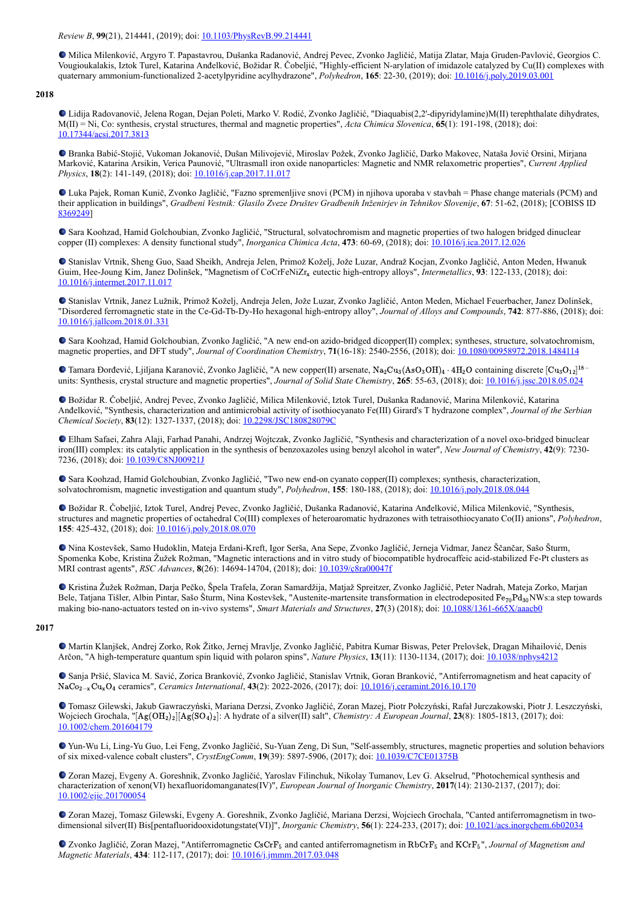*Review B*, **99**(21), 214441, (2019); doi: 10.1103/PhysRevB.99.214441

- Milica Milenković, Argyro T. Papastavrou, Dušanka Radanović, Andrej Pevec, Zvonko Jagličić, Matija Zlatar, Maja Gruden-Pavlović, Georgios C. Vougioukalakis, Iztok Turel, Katarina Anđelković, Božidar R. Čobeljić, "Highly-efficient N-arylation of imidazole catalyzed by Cu(II) complexes with quaternary ammonium-functionalized 2-acetylpyridine acylhydrazone", *Polyhedron*, **165**: 22-30, (2019); doi: 10.1016/j.poly.2019.03.001

**2018**

- Lidija Radovanović, Jelena Rogan, Dejan Poleti, Marko V. Rodić, Zvonko Jagličić, "Diaquabis(2,2'-dipyridylamine)M(II) terephthalate dihydrates, M(II) = Ni, Co: synthesis, crystal structures, thermal and magnetic properties", *Acta Chimica Slovenica*, **65**(1): 191-198, (2018); doi: 10.17344/acsi.2017.3813

- Branka Babić-Stojić, Vukoman Jokanović, Dušan Milivojević, Miroslav Požek, Zvonko Jagličić, Darko Makovec, Nataša Jović Orsini, Mirjana Marković, Katarina Arsikin, Verica Paunović, "Ultrasmall iron oxide nanoparticles: Magnetic and NMR relaxometric properties", *Current Applied Physics*, **18**(2): 141-149, (2018); doi: 10.1016/j.cap.2017.11.017

- Luka Pajek, Roman Kunič, Zvonko Jagličić, "Fazno spremenljive snovi (PCM) in njihova uporaba v stavbah = Phase change materials (PCM) and their application in buildings", *Gradbeni Vestnik: Glasilo Zveze Društev Gradbenih Inženirjev in Tehnikov Slovenije*, **67**: 51-62, (2018); [COBISS ID 8369249]

- Sara Koohzad, Hamid Golchoubian, Zvonko Jagličić, "Structural, solvatochromism and magnetic properties of two halogen bridged dinuclear copper (II) complexes: A density functional study", *Inorganica Chimica Acta*, **473**: 60-69, (2018); doi: 10.1016/j.ica.2017.12.026

- Stanislav Vrtnik, Sheng Guo, Saad Sheikh, Andreja Jelen, Primož Koželj, Jože Luzar, Andraž Kocjan, Zvonko Jagličić, Anton Meden, Hwanuk Guim, Hee-Joung Kim, Janez Dolinšek, "Magnetism of $CoCrFeNiZr_x$ eutectic high-entropy alloys", *Intermetallics*, **93**: 122-133, (2018); doi: 10.1016/j.intermet.2017.11.017

- Stanislav Vrtnik, Janez Lužnik, Primož Koželj, Andreja Jelen, Jože Luzar, Zvonko Jagličić, Anton Meden, Michael Feuerbacher, Janez Dolinšek, "Disordered ferromagnetic state in the Ce-Gd-Tb-Dy-Ho hexagonal high-entropy alloy", *Journal of Alloys and Compounds*, **742**: 877-886, (2018); doi: 10.1016/j.jallcom.2018.01.331

- Sara Koohzad, Hamid Golchoubian, Zvonko Jagličić, "A new end-on azido-bridged dicopper(II) complex; syntheses, structure, solvatochromism, magnetic properties, and DFT study", *Journal of Coordination Chemistry*, **71**(16-18): 2540-2556, (2018); doi: 10.1080/00958972.2018.1484114

- Tamara Đorđević, Ljiljana Karanović, Zvonko Jagličić, "A new copper(II) arsenate, $Na_2Cu_3(AsO_3OH)_4 \cdot 4H_2O$ containing discrete $[Cu_3O_{12}]^{18-}$ units: Synthesis, crystal structure and magnetic properties", *Journal of Solid State Chemistry*, **265**: 55-63, (2018); doi: 10.1016/j.jssc.2018.05.024

- Božidar R. Čobeljić, Andrej Pevec, Zvonko Jagličić, Milica Milenković, Iztok Turel, Dušanka Radanović, Marina Milenković, Katarina Anđelković, "Synthesis, characterization and antimicrobial activity of isothiocyanato Fe(III) Girard's T hydrazone complex", *Journal of the Serbian Chemical Society*, **83**(12): 1327-1337, (2018); doi: 10.2298/JSC180828079C

- Elham Safaei, Zahra Alaji, Farhad Panahi, Andrzej Wojtczak, Zvonko Jagličić, "Synthesis and characterization of a novel oxo-bridged binuclear iron(III) complex: its catalytic application in the synthesis of benzoxazoles using benzyl alcohol in water", *New Journal of Chemistry*, **42**(9): 7230-7236, (2018); doi: 10.1039/C8NJ00921J

- Sara Koohzad, Hamid Golchoubian, Zvonko Jagličić, "Two new end-on cyanato copper(II) complexes; synthesis, characterization, solvatochromism, magnetic investigation and quantum study", *Polyhedron*, **155**: 180-188, (2018); doi: 10.1016/j.poly.2018.08.044

- Božidar R. Čobeljić, Iztok Turel, Andrej Pevec, Zvonko Jagličić, Dušanka Radanović, Katarina Anđelković, Milica Milenković, "Synthesis, structures and magnetic properties of octahedral Co(III) complexes of heteroaromatic hydrazones with tetraisothiocyanato Co(II) anions", *Polyhedron*, **155**: 425-432, (2018); doi: 10.1016/j.poly.2018.08.070

- Nina Kostevšek, Samo Hudoklin, Mateja Erdani-Kreft, Igor Serša, Ana Sepe, Zvonko Jagličić, Jerneja Vidmar, Janez Ščančar, Sašo Šturm, Spomenka Kobe, Kristina Žužek Rožman, "Magnetic interactions and in vitro study of biocompatible hydrocaffeic acid-stabilized Fe-Pt clusters as MRI contrast agents", *RSC Advances*, **8**(26): 14694-14704, (2018); doi: 10.1039/c8ra00047f

- Kristina Žužek Rožman, Darja Pečko, Špela Trafela, Zoran Samardžija, Matjaž Spreitzer, Zvonko Jagličić, Peter Nadrah, Mateja Zorko, Marjan Bele, Tatjana Tišler, Albin Pintar, Sašo Šturm, Nina Kostevšek, "Austenite-martensite transformation in electrodeposited $Fe_{70}Pd_{30}$ NWs:a step towards making bio-nano-actuators tested on in-vivo systems", *Smart Materials and Structures*, **27**(3) (2018); doi: 10.1088/1361-665X/aaacb0

**2017**

- Martin Klanjšek, Andrej Zorko, Rok Žitko, Jernej Mravlje, Zvonko Jagličić, Pabitra Kumar Biswas, Peter Prelovšek, Dragan Mihailović, Denis Arčon, "A high-temperature quantum spin liquid with polaron spins", *Nature Physics*, **13**(11): 1130-1134, (2017); doi: 10.1038/nphys4212

- Sanja Pršić, Slavica M. Savić, Zorica Branković, Zvonko Jagličić, Stanislav Vrtnik, Goran Branković, "Antiferromagnetism and heat capacity of $NaCo_{2-x}Cu_xO_4$ ceramics", *Ceramics International*, **43**(2): 2022-2026, (2017); doi: 10.1016/j.ceramint.2016.10.170

- Tomasz Gilewski, Jakub Gawraczyński, Mariana Derzsi, Zvonko Jagličić, Zoran Mazej, Piotr Połczyński, Rafał Jurczakowski, Piotr J. Leszczyński, Wojciech Grochala, "$[Ag(OH_2)_2][Ag(SO_4)_2]$: A hydrate of a silver(II) salt", *Chemistry: A European Journal*, **23**(8): 1805-1813, (2017); doi: 10.1002/chem.201604179

- Yun-Wu Li, Ling-Yu Guo, Lei Feng, Zvonko Jagličić, Su-Yuan Zeng, Di Sun, "Self-assembly, structures, magnetic properties and solution behaviors of six mixed-valence cobalt clusters", *CrystEngComm*, **19**(39): 5897-5906, (2017); doi: 10.1039/C7CE01375B

- Zoran Mazej, Evgeny A. Goreshnik, Zvonko Jagličić, Yaroslav Filinchuk, Nikolay Tumanov, Lev G. Akselrud, "Photochemical synthesis and characterization of xenon(VI) hexafluoridomanganates(IV)", *European Journal of Inorganic Chemistry*, **2017**(14): 2130-2137, (2017); doi: 10.1002/ejic.201700054

- Zoran Mazej, Tomasz Gilewski, Evgeny A. Goreshnik, Zvonko Jagličić, Mariana Derzsi, Wojciech Grochala, "Canted antiferromagnetism in two-dimensional silver(II) Bis[pentafluoridooxidotungstate(VI)]", *Inorganic Chemistry*, **56**(1): 224-233, (2017); doi: 10.1021/acs.inorgchem.6b02034

- Zvonko Jagličić, Zoran Mazej, "Antiferromagnetic $CsCrF_5$ and canted antiferromagnetism in $RbCrF_5$ and $KCrF_5$", *Journal of Magnetism and Magnetic Materials*, **434**: 112-117, (2017); doi: 10.1016/j.jmmm.2017.03.048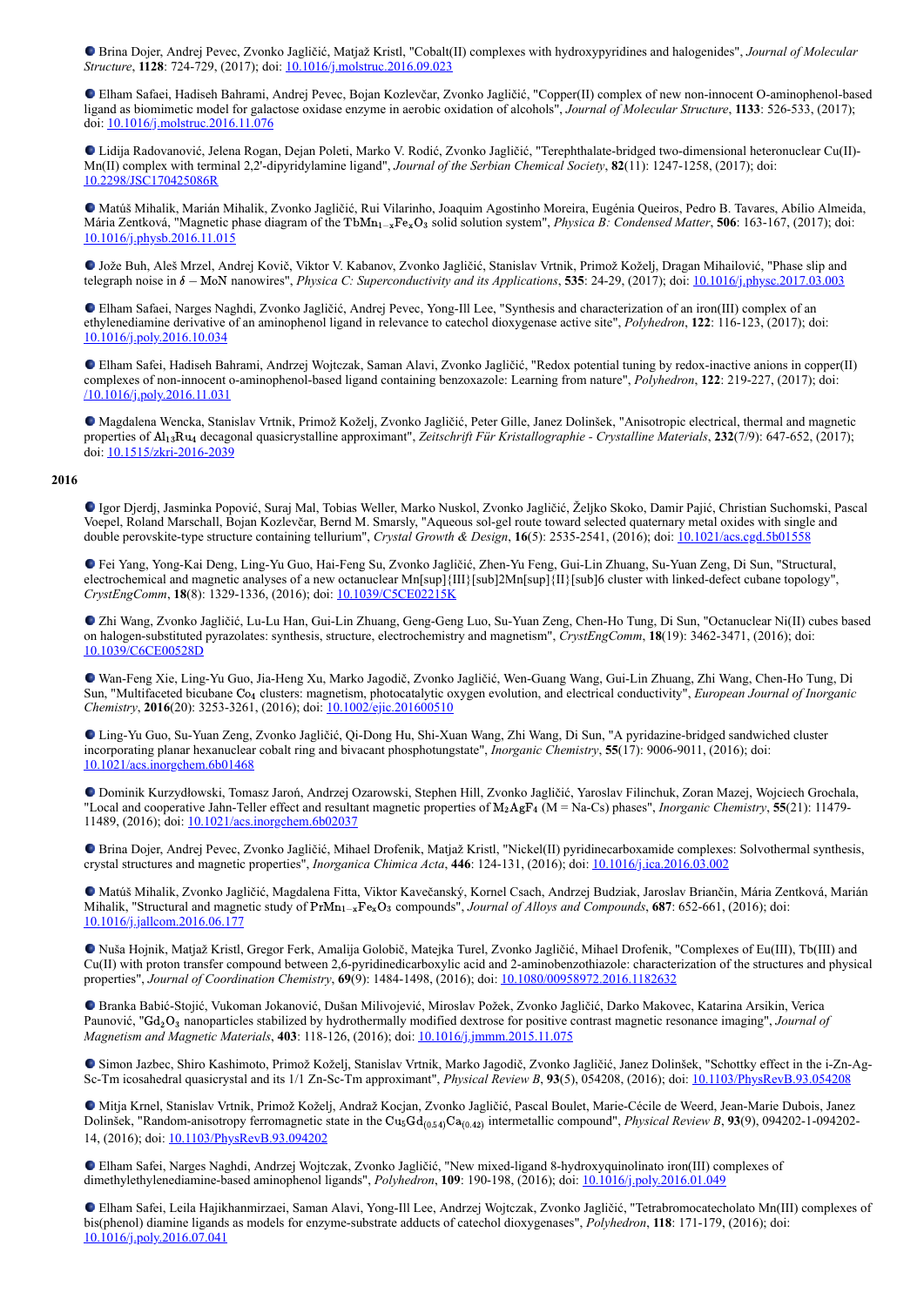- Brina Dojer, Andrej Pevec, Zvonko Jagličić, Matjaž Kristl, "Cobalt(II) complexes with hydroxypyridines and halogenides", *Journal of Molecular Structure*, **1128**: 724-729, (2017); doi: 10.1016/j.molstruc.2016.09.023

- Elham Safaei, Hadiseh Bahrami, Andrej Pevec, Bojan Kozlevčar, Zvonko Jagličić, "Copper(II) complex of new non-innocent O-aminophenol-based ligand as biomimetic model for galactose oxidase enzyme in aerobic oxidation of alcohols", *Journal of Molecular Structure*, **1133**: 526-533, (2017); doi: 10.1016/j.molstruc.2016.11.076

- Lidija Radovanović, Jelena Rogan, Dejan Poleti, Marko V. Rodić, Zvonko Jagličić, "Terephthalate-bridged two-dimensional heteronuclear Cu(II)-Mn(II) complex with terminal 2,2'-dipyridylamine ligand", *Journal of the Serbian Chemical Society*, **82**(11): 1247-1258, (2017); doi: 10.2298/JSC170425086R

- Matúš Mihalik, Marián Mihalik, Zvonko Jagličić, Rui Vilarinho, Joaquim Agostinho Moreira, Eugénia Queiros, Pedro B. Tavares, Abílio Almeida, Mária Zentková, "Magnetic phase diagram of the $TbMn_{1-x}Fe_xO_3$ solid solution system", *Physica B: Condensed Matter*, **506**: 163-167, (2017); doi: 10.1016/j.physb.2016.11.015

- Jože Buh, Aleš Mrzel, Andrej Kovič, Viktor V. Kabanov, Zvonko Jagličić, Stanislav Vrtnik, Primož Koželj, Dragan Mihailović, "Phase slip and telegraph noise in $\delta - MoN$ nanowires", *Physica C: Superconductivity and its Applications*, **535**: 24-29, (2017); doi: 10.1016/j.physc.2017.03.003

- Elham Safaei, Narges Naghdi, Zvonko Jagličić, Andrej Pevec, Yong-Ill Lee, "Synthesis and characterization of an iron(III) complex of an ethylenediamine derivative of an aminophenol ligand in relevance to catechol dioxygenase active site", *Polyhedron*, **122**: 116-123, (2017); doi: 10.1016/j.poly.2016.10.034

- Elham Safei, Hadiseh Bahrami, Andrzej Wojtczak, Saman Alavi, Zvonko Jagličić, "Redox potential tuning by redox-inactive anions in copper(II) complexes of non-innocent o-aminophenol-based ligand containing benzoxazole: Learning from nature", *Polyhedron*, **122**: 219-227, (2017); doi: /10.1016/j.poly.2016.11.031

- Magdalena Wencka, Stanislav Vrtnik, Primož Koželj, Zvonko Jagličić, Peter Gille, Janez Dolinšek, "Anisotropic electrical, thermal and magnetic properties of $Al_{13}Ru_4$ decagonal quasicrystalline approximant", *Zeitschrift Für Kristallographie - Crystalline Materials*, **232**(7/9): 647-652, (2017); doi: 10.1515/zkri-2016-2039

**2016**

- Igor Djerdj, Jasminka Popović, Suraj Mal, Tobias Weller, Marko Nuskol, Zvonko Jagličić, Željko Skoko, Damir Pajić, Christian Suchomski, Pascal Voepel, Roland Marschall, Bojan Kozlevčar, Bernd M. Smarsly, "Aqueous sol-gel route toward selected quaternary metal oxides with single and double perovskite-type structure containing tellurium", *Crystal Growth & Design*, **16**(5): 2535-2541, (2016); doi: 10.1021/acs.cgd.5b01558

- Fei Yang, Yong-Kai Deng, Ling-Yu Guo, Hai-Feng Su, Zvonko Jagličić, Zhen-Yu Feng, Gui-Lin Zhuang, Su-Yuan Zeng, Di Sun, "Structural, electrochemical and magnetic analyses of a new octanuclear Mn[sup]{III}[sub]2Mn[sup]{II}[sub]6 cluster with linked-defect cubane topology", *CrystEngComm*, **18**(8): 1329-1336, (2016); doi: 10.1039/C5CE02215K

- Zhi Wang, Zvonko Jagličić, Lu-Lu Han, Gui-Lin Zhuang, Geng-Geng Luo, Su-Yuan Zeng, Chen-Ho Tung, Di Sun, "Octanuclear Ni(II) cubes based on halogen-substituted pyrazolates: synthesis, structure, electrochemistry and magnetism", *CrystEngComm*, **18**(19): 3462-3471, (2016); doi: 10.1039/C6CE00528D

- Wan-Feng Xie, Ling-Yu Guo, Jia-Heng Xu, Marko Jagodič, Zvonko Jagličić, Wen-Guang Wang, Gui-Lin Zhuang, Zhi Wang, Chen-Ho Tung, Di Sun, "Multifaceted bicubane $Co_4$ clusters: magnetism, photocatalytic oxygen evolution, and electrical conductivity", *European Journal of Inorganic Chemistry*, **2016**(20): 3253-3261, (2016); doi: 10.1002/ejic.201600510

- Ling-Yu Guo, Su-Yuan Zeng, Zvonko Jagličić, Qi-Dong Hu, Shi-Xuan Wang, Zhi Wang, Di Sun, "A pyridazine-bridged sandwiched cluster incorporating planar hexanuclear cobalt ring and bivacant phosphotungstate", *Inorganic Chemistry*, **55**(17): 9006-9011, (2016); doi: 10.1021/acs.inorgchem.6b01468

- Dominik Kurzydłowski, Tomasz Jaroń, Andrzej Ozarowski, Stephen Hill, Zvonko Jagličić, Yaroslav Filinchuk, Zoran Mazej, Wojciech Grochala, "Local and cooperative Jahn-Teller effect and resultant magnetic properties of $M_2AgF_4$ (M = Na-Cs) phases", *Inorganic Chemistry*, **55**(21): 11479-11489, (2016); doi: 10.1021/acs.inorgchem.6b02037

- Brina Dojer, Andrej Pevec, Zvonko Jagličić, Mihael Drofenik, Matjaž Kristl, "Nickel(II) pyridinecarboxamide complexes: Solvothermal synthesis, crystal structures and magnetic properties", *Inorganica Chimica Acta*, **446**: 124-131, (2016); doi: 10.1016/j.ica.2016.03.002

- Matúš Mihalik, Zvonko Jagličić, Magdalena Fitta, Viktor Kavečanský, Kornel Csach, Andrzej Budziak, Jaroslav Briančin, Mária Zentková, Marián Mihalik, "Structural and magnetic study of $PrMn_{1-x}Fe_xO_3$ compounds", *Journal of Alloys and Compounds*, **687**: 652-661, (2016); doi: 10.1016/j.jallcom.2016.06.177

- Nuša Hojnik, Matjaž Kristl, Gregor Ferk, Amalija Golobič, Matejka Turel, Zvonko Jagličić, Mihael Drofenik, "Complexes of Eu(III), Tb(III) and Cu(II) with proton transfer compound between 2,6-pyridinedicarboxylic acid and 2-aminobenzothiazole: characterization of the structures and physical properties", *Journal of Coordination Chemistry*, **69**(9): 1484-1498, (2016); doi: 10.1080/00958972.2016.1182632

- Branka Babić-Stojić, Vukoman Jokanović, Dušan Milivojević, Miroslav Požek, Zvonko Jagličić, Darko Makovec, Katarina Arsikin, Verica Paunović, "$Gd_2O_3$ nanoparticles stabilized by hydrothermally modified dextrose for positive contrast magnetic resonance imaging", *Journal of Magnetism and Magnetic Materials*, **403**: 118-126, (2016); doi: 10.1016/j.jmmm.2015.11.075

- Simon Jazbec, Shiro Kashimoto, Primož Koželj, Stanislav Vrtnik, Marko Jagodič, Zvonko Jagličić, Janez Dolinšek, "Schottky effect in the i-Zn-Ag-Sc-Tm icosahedral quasicrystal and its 1/1 Zn-Sc-Tm approximant", *Physical Review B*, **93**(5), 054208, (2016); doi: 10.1103/PhysRevB.93.054208

- Mitja Krnel, Stanislav Vrtnik, Primož Koželj, Andraž Kocjan, Zvonko Jagličić, Pascal Boulet, Marie-Cécile de Weerd, Jean-Marie Dubois, Janez Dolinšek, "Random-anisotropy ferromagnetic state in the $Cu_5Gd_{(0.54)}Ca_{(0.42)}$ intermetallic compound", *Physical Review B*, **93**(9), 094202-1-094202-14, (2016); doi: 10.1103/PhysRevB.93.094202

- Elham Safei, Narges Naghdi, Andrzej Wojtczak, Zvonko Jagličić, "New mixed-ligand 8-hydroxyquinolinato iron(III) complexes of dimethylethylenediamine-based aminophenol ligands", *Polyhedron*, **109**: 190-198, (2016); doi: 10.1016/j.poly.2016.01.049

- Elham Safei, Leila Hajikhanmirzaei, Saman Alavi, Yong-Ill Lee, Andrzej Wojtczak, Zvonko Jagličić, "Tetrabromocatecholato Mn(III) complexes of bis(phenol) diamine ligands as models for enzyme-substrate adducts of catechol dioxygenases", *Polyhedron*, **118**: 171-179, (2016); doi: 10.1016/j.poly.2016.07.041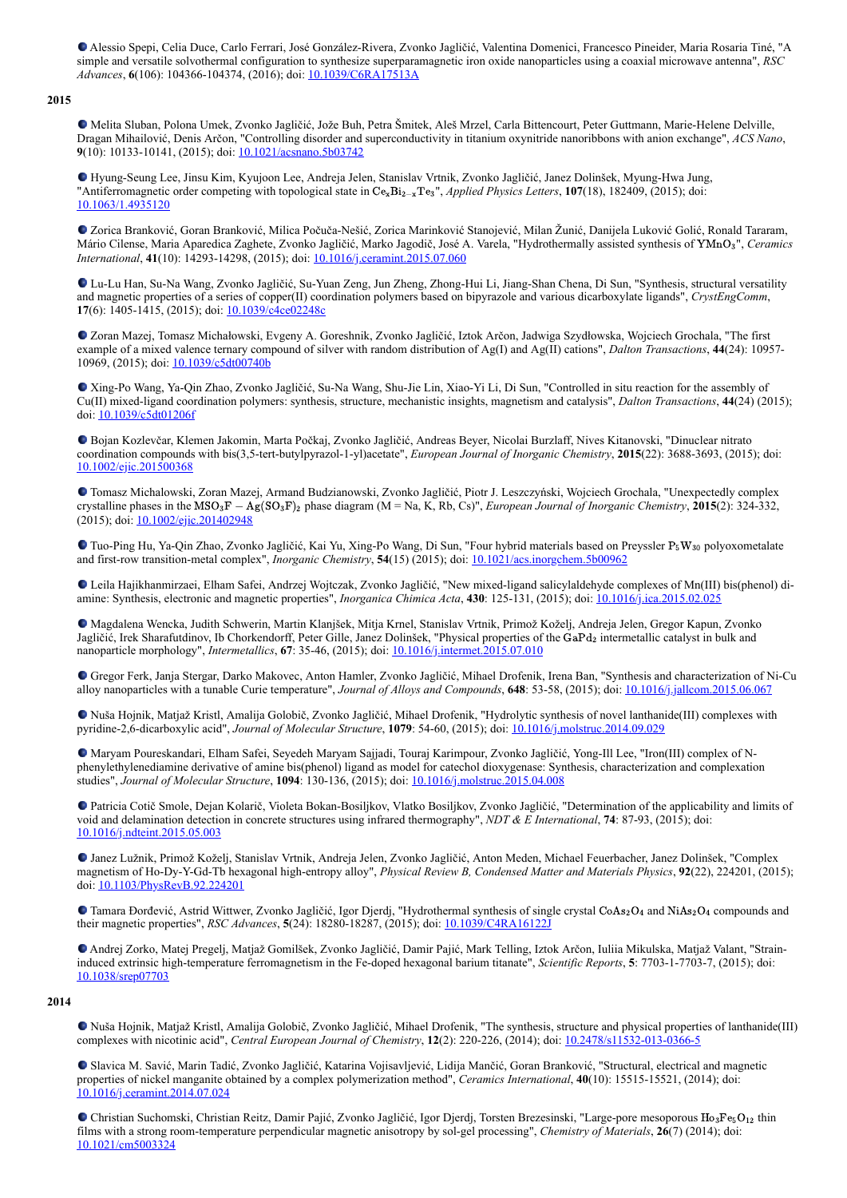- Alessio Spepi, Celia Duce, Carlo Ferrari, José González-Rivera, Zvonko Jagličić, Valentina Domenici, Francesco Pineider, Maria Rosaria Tiné, "A simple and versatile solvothermal configuration to synthesize superparamagnetic iron oxide nanoparticles using a coaxial microwave antenna", *RSC Advances*, **6**(106): 104366-104374, (2016); doi: 10.1039/C6RA17513A

## 2015

- Melita Sluban, Polona Umek, Zvonko Jagličić, Jože Buh, Petra Šmitek, Aleš Mrzel, Carla Bittencourt, Peter Guttmann, Marie-Helene Delville, Dragan Mihailović, Denis Arčon, "Controlling disorder and superconductivity in titanium oxynitride nanoribbons with anion exchange", *ACS Nano*, **9**(10): 10133-10141, (2015); doi: 10.1021/acsnano.5b03742

- Hyung-Seung Lee, Jinsu Kim, Kyujoon Lee, Andreja Jelen, Stanislav Vrtnik, Zvonko Jagličić, Janez Dolinšek, Myung-Hwa Jung, "Antiferromagnetic order competing with topological state in $Ce_xBi_{2-x}Te_3$", *Applied Physics Letters*, **107**(18), 182409, (2015); doi: 10.1063/1.4935120

- Zorica Branković, Goran Branković, Milica Počuča-Nešić, Zorica Marinković Stanojević, Milan Žunić, Danijela Luković Golić, Ronald Tararam, Mário Cilense, Maria Aparedica Zaghete, Zvonko Jagličić, Marko Jagodič, José A. Varela, "Hydrothermally assisted synthesis of $YMnO_3$", *Ceramics International*, **41**(10): 14293-14298, (2015); doi: 10.1016/j.ceramint.2015.07.060

- Lu-Lu Han, Su-Na Wang, Zvonko Jagličić, Su-Yuan Zeng, Jun Zheng, Zhong-Hui Li, Jiang-Shan Chena, Di Sun, "Synthesis, structural versatility and magnetic properties of a series of copper(II) coordination polymers based on bipyrazole and various dicarboxylate ligands", *CrystEngComm*, **17**(6): 1405-1415, (2015); doi: 10.1039/c4ce02248c

- Zoran Mazej, Tomasz Michałowski, Evgeny A. Goreshnik, Zvonko Jagličić, Iztok Arčon, Jadwiga Szydłowska, Wojciech Grochala, "The first example of a mixed valence ternary compound of silver with random distribution of Ag(I) and Ag(II) cations", *Dalton Transactions*, **44**(24): 10957-10969, (2015); doi: 10.1039/c5dt00740b

- Xing-Po Wang, Ya-Qin Zhao, Zvonko Jagličić, Su-Na Wang, Shu-Jie Lin, Xiao-Yi Li, Di Sun, "Controlled in situ reaction for the assembly of Cu(II) mixed-ligand coordination polymers: synthesis, structure, mechanistic insights, magnetism and catalysis", *Dalton Transactions*, **44**(24) (2015); doi: 10.1039/c5dt01206f

- Bojan Kozlevčar, Klemen Jakomin, Marta Počkaj, Zvonko Jagličić, Andreas Beyer, Nicolai Burzlaff, Nives Kitanovski, "Dinuclear nitrato coordination compounds with bis(3,5-tert-butylpyrazol-1-yl)acetate", *European Journal of Inorganic Chemistry*, **2015**(22): 3688-3693, (2015); doi: 10.1002/ejic.201500368

- Tomasz Michalowski, Zoran Mazej, Armand Budzianowski, Zvonko Jagličić, Piotr J. Leszczyński, Wojciech Grochala, "Unexpectedly complex crystalline phases in the $MSO_3F - Ag(SO_3F)_2$ phase diagram (M = Na, K, Rb, Cs)", *European Journal of Inorganic Chemistry*, **2015**(2): 324-332, (2015); doi: 10.1002/ejic.201402948

- Tuo-Ping Hu, Ya-Qin Zhao, Zvonko Jagličić, Kai Yu, Xing-Po Wang, Di Sun, "Four hybrid materials based on Preyssler $P_5W_{30}$ polyoxometalate and first-row transition-metal complex", *Inorganic Chemistry*, **54**(15) (2015); doi: 10.1021/acs.inorgchem.5b00962

- Leila Hajikhanmirzaei, Elham Safei, Andrzej Wojtczak, Zvonko Jagličić, "New mixed-ligand salicylaldehyde complexes of Mn(III) bis(phenol) di-amine: Synthesis, electronic and magnetic properties", *Inorganica Chimica Acta*, **430**: 125-131, (2015); doi: 10.1016/j.ica.2015.02.025

- Magdalena Wencka, Judith Schwerin, Martin Klanjšek, Mitja Krnel, Stanislav Vrtnik, Primož Koželj, Andreja Jelen, Gregor Kapun, Zvonko Jagličić, Irek Sharafutdinov, Ib Chorkendorff, Peter Gille, Janez Dolinšek, "Physical properties of the $GaPd_2$ intermetallic catalyst in bulk and nanoparticle morphology", *Intermetallics*, **67**: 35-46, (2015); doi: 10.1016/j.intermet.2015.07.010

- Gregor Ferk, Janja Stergar, Darko Makovec, Anton Hamler, Zvonko Jagličić, Mihael Drofenik, Irena Ban, "Synthesis and characterization of Ni-Cu alloy nanoparticles with a tunable Curie temperature", *Journal of Alloys and Compounds*, **648**: 53-58, (2015); doi: 10.1016/j.jallcom.2015.06.067

- Nuša Hojnik, Matjaž Kristl, Amalija Golobič, Zvonko Jagličić, Mihael Drofenik, "Hydrolytic synthesis of novel lanthanide(III) complexes with pyridine-2,6-dicarboxylic acid", *Journal of Molecular Structure*, **1079**: 54-60, (2015); doi: 10.1016/j.molstruc.2014.09.029

- Maryam Poureskandari, Elham Safei, Seyedeh Maryam Sajjadi, Touraj Karimpour, Zvonko Jagličić, Yong-Ill Lee, "Iron(III) complex of N-phenylethylenediamine derivative of amine bis(phenol) ligand as model for catechol dioxygenase: Synthesis, characterization and complexation studies", *Journal of Molecular Structure*, **1094**: 130-136, (2015); doi: 10.1016/j.molstruc.2015.04.008

- Patricia Cotič Smole, Dejan Kolarič, Violeta Bokan-Bosiljkov, Vlatko Bosiljkov, Zvonko Jagličić, "Determination of the applicability and limits of void and delamination detection in concrete structures using infrared thermography", *NDT & E International*, **74**: 87-93, (2015); doi: 10.1016/j.ndteint.2015.05.003

- Janez Lužnik, Primož Koželj, Stanislav Vrtnik, Andreja Jelen, Zvonko Jagličić, Anton Meden, Michael Feuerbacher, Janez Dolinšek, "Complex magnetism of Ho-Dy-Y-Gd-Tb hexagonal high-entropy alloy", *Physical Review B, Condensed Matter and Materials Physics*, **92**(22), 224201, (2015); doi: 10.1103/PhysRevB.92.224201

- Tamara Đorđević, Astrid Wittwer, Zvonko Jagličić, Igor Djerdj, "Hydrothermal synthesis of single crystal $CoAs_2O_4$ and $NiAs_2O_4$ compounds and their magnetic properties", *RSC Advances*, **5**(24): 18280-18287, (2015); doi: 10.1039/C4RA16122J

- Andrej Zorko, Matej Pregelj, Matjaž Gomilšek, Zvonko Jagličić, Damir Pajić, Mark Telling, Iztok Arčon, Iuliia Mikulska, Matjaž Valant, "Strain-induced extrinsic high-temperature ferromagnetism in the Fe-doped hexagonal barium titanate", *Scientific Reports*, **5**: 7703-1-7703-7, (2015); doi: 10.1038/srep07703

## 2014

- Nuša Hojnik, Matjaž Kristl, Amalija Golobič, Zvonko Jagličić, Mihael Drofenik, "The synthesis, structure and physical properties of lanthanide(III) complexes with nicotinic acid", *Central European Journal of Chemistry*, **12**(2): 220-226, (2014); doi: 10.2478/s11532-013-0366-5

- Slavica M. Savić, Marin Tadić, Zvonko Jagličić, Katarina Vojisavljević, Lidija Mančić, Goran Branković, "Structural, electrical and magnetic properties of nickel manganite obtained by a complex polymerization method", *Ceramics International*, **40**(10): 15515-15521, (2014); doi: 10.1016/j.ceramint.2014.07.024

- Christian Suchomski, Christian Reitz, Damir Pajić, Zvonko Jagličić, Igor Djerdj, Torsten Brezesinski, "Large-pore mesoporous $Ho_3Fe_5O_{12}$ thin films with a strong room-temperature perpendicular magnetic anisotropy by sol-gel processing", *Chemistry of Materials*, **26**(7) (2014); doi: 10.1021/cm5003324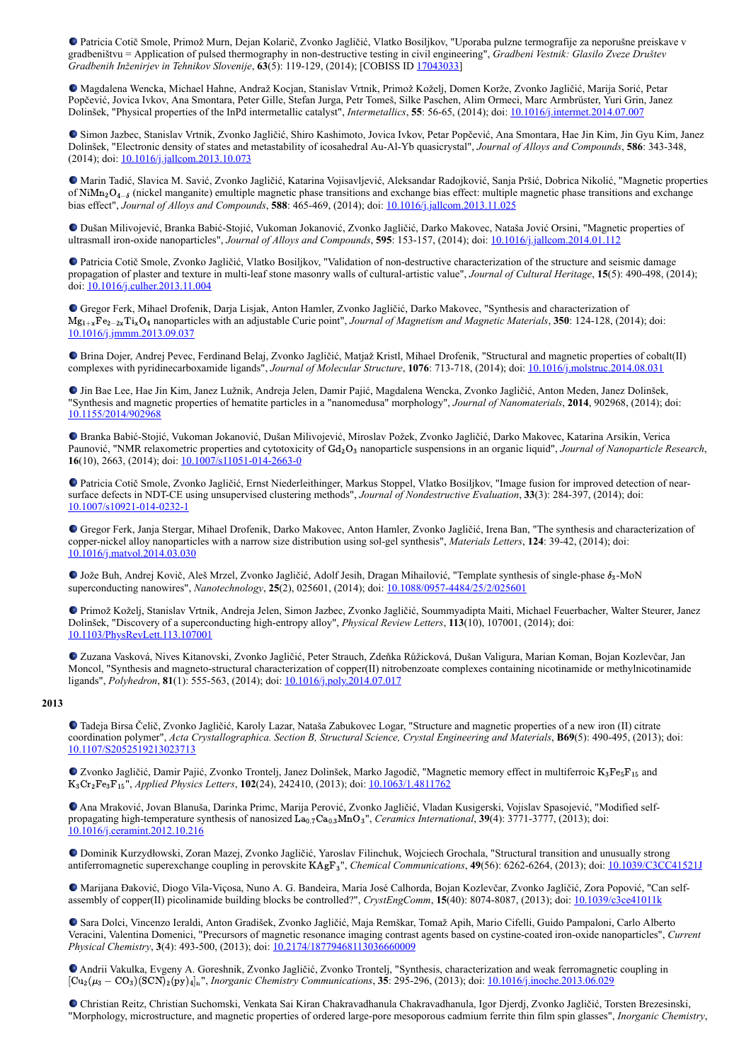- Patricia Cotič Smole, Primož Murn, Dejan Kolarič, Zvonko Jagličić, Vlatko Bosiljkov, "Uporaba pulzne termografije za neporušne preiskave v gradbeništvu = Application of pulsed thermography in non-destructive testing in civil engineering", *Gradbeni Vestnik: Glasilo Zveze Društev Gradbenih Inženirjev in Tehnikov Slovenije*, **63**(5): 119-129, (2014); [COBISS ID 17043033]

- Magdalena Wencka, Michael Hahne, Andraž Kocjan, Stanislav Vrtnik, Primož Koželj, Domen Korže, Zvonko Jagličić, Marija Sorić, Petar Popčević, Jovica Ivkov, Ana Smontara, Peter Gille, Stefan Jurga, Petr Tomeš, Silke Paschen, Alim Ormeci, Marc Armbrüster, Yuri Grin, Janez Dolinšek, "Physical properties of the InPd intermetallic catalyst", *Intermetallics*, **55**: 56-65, (2014); doi: 10.1016/j.intermet.2014.07.007

- Simon Jazbec, Stanislav Vrtnik, Zvonko Jagličić, Shiro Kashimoto, Jovica Ivkov, Petar Popčević, Ana Smontara, Hae Jin Kim, Jin Gyu Kim, Janez Dolinšek, "Electronic density of states and metastability of icosahedral Au-Al-Yb quasicrystal", *Journal of Alloys and Compounds*, **586**: 343-348, (2014); doi: 10.1016/j.jallcom.2013.10.073

- Marin Tadić, Slavica M. Savić, Zvonko Jagličić, Katarina Vojisavljević, Aleksandar Radojković, Sanja Pršić, Dobrica Nikolić, "Magnetic properties of $NiMn_2O_{4-\delta}$ (nickel manganite) emultiple magnetic phase transitions and exchange bias effect: multiple magnetic phase transitions and exchange bias effect", *Journal of Alloys and Compounds*, **588**: 465-469, (2014); doi: 10.1016/j.jallcom.2013.11.025

- Dušan Milivojević, Branka Babić-Stojić, Vukoman Jokanović, Zvonko Jagličić, Darko Makovec, Nataša Jović Orsini, "Magnetic properties of ultrasmall iron-oxide nanoparticles", *Journal of Alloys and Compounds*, **595**: 153-157, (2014); doi: 10.1016/j.jallcom.2014.01.112

- Patricia Cotič Smole, Zvonko Jagličić, Vlatko Bosiljkov, "Validation of non-destructive characterization of the structure and seismic damage propagation of plaster and texture in multi-leaf stone masonry walls of cultural-artistic value", *Journal of Cultural Heritage*, **15**(5): 490-498, (2014); doi: 10.1016/j.culher.2013.11.004

- Gregor Ferk, Mihael Drofenik, Darja Lisjak, Anton Hamler, Zvonko Jagličić, Darko Makovec, "Synthesis and characterization of $Mg_{1+x}Fe_{2-2x}Ti_xO_4$ nanoparticles with an adjustable Curie point", *Journal of Magnetism and Magnetic Materials*, **350**: 124-128, (2014); doi: 10.1016/j.jmmm.2013.09.037

- Brina Dojer, Andrej Pevec, Ferdinand Belaj, Zvonko Jagličić, Matjaž Kristl, Mihael Drofenik, "Structural and magnetic properties of cobalt(II) complexes with pyridinecarboxamide ligands", *Journal of Molecular Structure*, **1076**: 713-718, (2014); doi: 10.1016/j.molstruc.2014.08.031

- Jin Bae Lee, Hae Jin Kim, Janez Lužnik, Andreja Jelen, Damir Pajić, Magdalena Wencka, Zvonko Jagličić, Anton Meden, Janez Dolinšek, "Synthesis and magnetic properties of hematite particles in a "nanomedusa" morphology", *Journal of Nanomaterials*, **2014**, 902968, (2014); doi: 10.1155/2014/902968

- Branka Babić-Stojić, Vukoman Jokanović, Dušan Milivojević, Miroslav Požek, Zvonko Jagličić, Darko Makovec, Katarina Arsikin, Verica Paunović, "NMR relaxometric properties and cytotoxicity of $Gd_2O_3$ nanoparticle suspensions in an organic liquid", *Journal of Nanoparticle Research*, **16**(10), 2663, (2014); doi: 10.1007/s11051-014-2663-0

- Patricia Cotič Smole, Zvonko Jagličić, Ernst Niederleithinger, Markus Stoppel, Vlatko Bosiljkov, "Image fusion for improved detection of near-surface defects in NDT-CE using unsupervised clustering methods", *Journal of Nondestructive Evaluation*, **33**(3): 284-397, (2014); doi: 10.1007/s10921-014-0232-1

- Gregor Ferk, Janja Stergar, Mihael Drofenik, Darko Makovec, Anton Hamler, Zvonko Jagličić, Irena Ban, "The synthesis and characterization of copper-nickel alloy nanoparticles with a narrow size distribution using sol-gel synthesis", *Materials Letters*, **124**: 39-42, (2014); doi: 10.1016/j.matlet.2014.03.030

- Jože Buh, Andrej Kovič, Aleš Mrzel, Zvonko Jagličić, Adolf Jesih, Dragan Mihailović, "Template synthesis of single-phase $\delta_3$-MoN superconducting nanowires", *Nanotechnology*, **25**(2), 025601, (2014); doi: 10.1088/0957-4484/25/2/025601

- Primož Koželj, Stanislav Vrtnik, Andreja Jelen, Simon Jazbec, Zvonko Jagličić, Soummyadipta Maiti, Michael Feuerbacher, Walter Steurer, Janez Dolinšek, "Discovery of a superconducting high-entropy alloy", *Physical Review Letters*, **113**(10), 107001, (2014); doi: 10.1103/PhysRevLett.113.107001

- Zuzana Vasková, Nives Kitanovski, Zvonko Jagličić, Peter Strauch, Zdeňka Růžicková, Dušan Valigura, Marian Koman, Bojan Kozlevčar, Jan Moncol, "Synthesis and magneto-structural characterization of copper(II) nitrobenzoate complexes containing nicotinamide or methylnicotinamide ligands", *Polyhedron*, **81**(1): 555-563, (2014); doi: 10.1016/j.poly.2014.07.017

**2013**

- Tadeja Birsa Čelič, Zvonko Jagličić, Karoly Lazar, Nataša Zabukovec Logar, "Structure and magnetic properties of a new iron (II) citrate coordination polymer", *Acta Crystallographica. Section B, Structural Science, Crystal Engineering and Materials*, **B69**(5): 490-495, (2013); doi: 10.1107/S2052519213023713

- Zvonko Jagličić, Damir Pajić, Zvonko Trontelj, Janez Dolinšek, Marko Jagodič, "Magnetic memory effect in multiferroic $K_3Fe_5F_{15}$ and $K_3Cr_2Fe_3F_{15}$", *Applied Physics Letters*, **102**(24), 242410, (2013); doi: 10.1063/1.4811762

- Ana Mraković, Jovan Blanuša, Darinka Primc, Marija Perović, Zvonko Jagličić, Vladan Kusigerski, Vojislav Spasojević, "Modified self-propagating high-temperature synthesis of nanosized $La_{0.7}Ca_{0.3}MnO_3$", *Ceramics International*, **39**(4): 3771-3777, (2013); doi: 10.1016/j.ceramint.2012.10.216

- Dominik Kurzydłowski, Zoran Mazej, Zvonko Jagličić, Yaroslav Filinchuk, Wojciech Grochala, "Structural transition and unusually strong antiferromagnetic superexchange coupling in perovskite $KAgF_3$", *Chemical Communications*, **49**(56): 6262-6264, (2013); doi: 10.1039/C3CC41521J

- Marijana Đaković, Diogo Vila-Viçosa, Nuno A. G. Bandeira, Maria José Calhorda, Bojan Kozlevčar, Zvonko Jagličić, Zora Popović, "Can self-assembly of copper(II) picolinamide building blocks be controlled?", *CrystEngComm*, **15**(40): 8074-8087, (2013); doi: 10.1039/c3ce41011k

- Sara Dolci, Vincenzo Ieraldi, Anton Gradišek, Zvonko Jagličić, Maja Remškar, Tomaž Apih, Mario Cifelli, Guido Pampaloni, Carlo Alberto Veracini, Valentina Domenici, "Precursors of magnetic resonance imaging contrast agents based on cystine-coated iron-oxide nanoparticles", *Current Physical Chemistry*, **3**(4): 493-500, (2013); doi: 10.2174/18779468113036660009

- Andrii Vakulka, Evgeny A. Goreshnik, Zvonko Jagličić, Zvonko Trontelj, "Synthesis, characterization and weak ferromagnetic coupling in $[Cu_2(\mu_3-CO_3)(SCN)_2(py)_4]_n$", *Inorganic Chemistry Communications*, **35**: 295-296, (2013); doi: 10.1016/j.inoche.2013.06.029

- Christian Reitz, Christian Suchomski, Venkata Sai Kiran Chakravadhanula Chakravadhanula, Igor Djerdj, Zvonko Jagličić, Torsten Brezesinski, "Morphology, microstructure, and magnetic properties of ordered large-pore mesoporous cadmium ferrite thin film spin glasses", *Inorganic Chemistry*,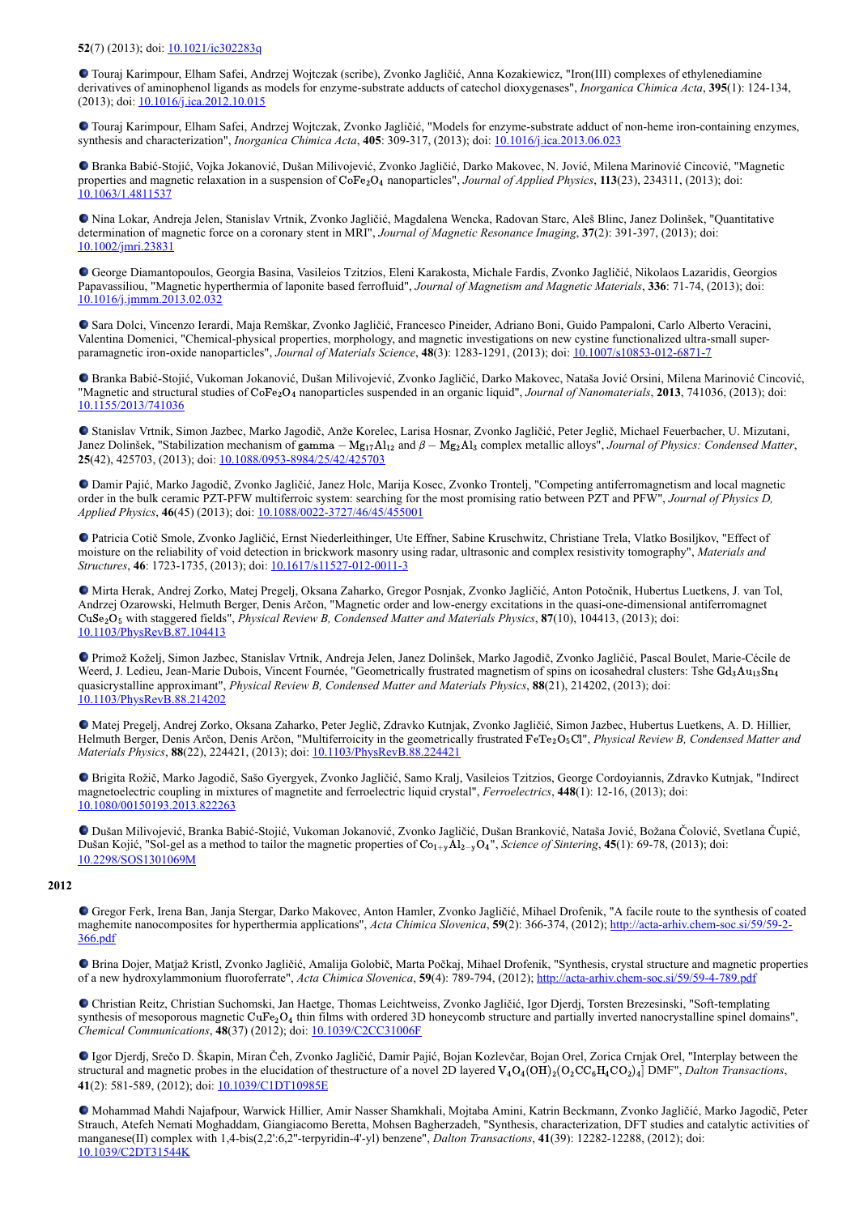**52**(7) (2013); doi: 10.1021/ic302283q

- Touraj Karimpour, Elham Safei, Andrzej Wojtczak (scribe), Zvonko Jagličić, Anna Kozakiewicz, "Iron(III) complexes of ethylenediamine derivatives of aminophenol ligands as models for enzyme-substrate adducts of catechol dioxygenases", *Inorganica Chimica Acta*, **395**(1): 124-134, (2013); doi: 10.1016/j.ica.2012.10.015

- Touraj Karimpour, Elham Safei, Andrzej Wojtczak, Zvonko Jagličić, "Models for enzyme-substrate adduct of non-heme iron-containing enzymes, synthesis and characterization", *Inorganica Chimica Acta*, **405**: 309-317, (2013); doi: 10.1016/j.ica.2013.06.023

- Branka Babić-Stojić, Vojka Jokanović, Dušan Milivojević, Zvonko Jagličić, Darko Makovec, N. Jović, Milena Marinović Cincović, "Magnetic properties and magnetic relaxation in a suspension of $CoFe_2O_4$ nanoparticles", *Journal of Applied Physics*, **113**(23), 234311, (2013); doi: 10.1063/1.4811537

- Nina Lokar, Andreja Jelen, Stanislav Vrtnik, Zvonko Jagličić, Magdalena Wencka, Radovan Starc, Aleš Blinc, Janez Dolinšek, "Quantitative determination of magnetic force on a coronary stent in MRI", *Journal of Magnetic Resonance Imaging*, **37**(2): 391-397, (2013); doi: 10.1002/jmri.23831

- George Diamantopoulos, Georgia Basina, Vasileios Tzitzios, Eleni Karakosta, Michale Fardis, Zvonko Jagličić, Nikolaos Lazaridis, Georgios Papavassiliou, "Magnetic hyperthermia of laponite based ferrofluid", *Journal of Magnetism and Magnetic Materials*, **336**: 71-74, (2013); doi: 10.1016/j.jmmm.2013.02.032

- Sara Dolci, Vincenzo Ierardi, Maja Remškar, Zvonko Jagličić, Francesco Pineider, Adriano Boni, Guido Pampaloni, Carlo Alberto Veracini, Valentina Domenici, "Chemical-physical properties, morphology, and magnetic investigations on new cystine functionalized ultra-small super-paramagnetic iron-oxide nanoparticles", *Journal of Materials Science*, **48**(3): 1283-1291, (2013); doi: 10.1007/s10853-012-6871-7

- Branka Babić-Stojić, Vukoman Jokanović, Dušan Milivojević, Zvonko Jagličić, Darko Makovec, Nataša Jović Orsini, Milena Marinović Cincović, "Magnetic and structural studies of $CoFe_2O_4$ nanoparticles suspended in an organic liquid", *Journal of Nanomaterials*, **2013**, 741036, (2013); doi: 10.1155/2013/741036

- Stanislav Vrtnik, Simon Jazbec, Marko Jagodič, Anže Korelec, Larisa Hosnar, Zvonko Jagličić, Peter Jeglič, Michael Feuerbacher, U. Mizutani, Janez Dolinšek, "Stabilization mechanism of $gamma - Mg_{17}Al_{12}$ and $\beta - Mg_2Al_3$ complex metallic alloys", *Journal of Physics: Condensed Matter*, **25**(42), 425703, (2013); doi: 10.1088/0953-8984/25/42/425703

- Damir Pajić, Marko Jagodič, Zvonko Jagličić, Janez Holc, Marija Kosec, Zvonko Trontelj, "Competing antiferromagnetism and local magnetic order in the bulk ceramic PZT-PFW multiferroic system: searching for the most promising ratio between PZT and PFW", *Journal of Physics D, Applied Physics*, **46**(45) (2013); doi: 10.1088/0022-3727/46/45/455001

- Patricia Cotič Smole, Zvonko Jagličić, Ernst Niederleithinger, Ute Effner, Sabine Kruschwitz, Christiane Trela, Vlatko Bosiljkov, "Effect of moisture on the reliability of void detection in brickwork masonry using radar, ultrasonic and complex resistivity tomography", *Materials and Structures*, **46**: 1723-1735, (2013); doi: 10.1617/s11527-012-0011-3

- Mirta Herak, Andrej Zorko, Matej Pregelj, Oksana Zaharko, Gregor Posnjak, Zvonko Jagličić, Anton Potočnik, Hubertus Luetkens, J. van Tol, Andrzej Ozarowski, Helmuth Berger, Denis Arčon, "Magnetic order and low-energy excitations in the quasi-one-dimensional antiferromagnet $CuSe_2O_5$ with staggered fields", *Physical Review B, Condensed Matter and Materials Physics*, **87**(10), 104413, (2013); doi: 10.1103/PhysRevB.87.104413

- Primož Koželj, Simon Jazbec, Stanislav Vrtnik, Andreja Jelen, Janez Dolinšek, Marko Jagodič, Zvonko Jagličić, Pascal Boulet, Marie-Cécile de Weerd, J. Ledieu, Jean-Marie Dubois, Vincent Fournée, "Geometrically frustrated magnetism of spins on icosahedral clusters: Tshe $Gd_3Au_{13}Sn_4$ quasicrystalline approximant", *Physical Review B, Condensed Matter and Materials Physics*, **88**(21), 214202, (2013); doi: 10.1103/PhysRevB.88.214202

- Matej Pregelj, Andrej Zorko, Oksana Zaharko, Peter Jeglič, Zdravko Kutnjak, Zvonko Jagličić, Simon Jazbec, Hubertus Luetkens, A. D. Hillier, Helmuth Berger, Denis Arčon, Denis Arčon, "Multiferroicity in the geometrically frustrated $FeTe_2O_5Cl$", *Physical Review B, Condensed Matter and Materials Physics*, **88**(22), 224421, (2013); doi: 10.1103/PhysRevB.88.224421

- Brigita Rožič, Marko Jagodič, Sašo Gyergyek, Zvonko Jagličić, Samo Kralj, Vasileios Tzitzios, George Cordoyiannis, Zdravko Kutnjak, "Indirect magnetoelectric coupling in mixtures of magnetite and ferroelectric liquid crystal", *Ferroelectrics*, **448**(1): 12-16, (2013); doi: 10.1080/00150193.2013.822263

- Dušan Milivojević, Branka Babić-Stojić, Vukoman Jokanović, Zvonko Jagličić, Dušan Branković, Nataša Jović, Božana Čolović, Svetlana Čupić, Dušan Kojić, "Sol-gel as a method to tailor the magnetic properties of $Co_{1+y}Al_{2-y}O_4$", *Science of Sintering*, **45**(1): 69-78, (2013); doi: 10.2298/SOS1301069M

**2012**

- Gregor Ferk, Irena Ban, Janja Stergar, Darko Makovec, Anton Hamler, Zvonko Jagličić, Mihael Drofenik, "A facile route to the synthesis of coated maghemite nanocomposites for hyperthermia applications", *Acta Chimica Slovenica*, **59**(2): 366-374, (2012); http://acta-arhiv.chem-soc.si/59/59-2-366.pdf

- Brina Dojer, Matjaž Kristl, Zvonko Jagličić, Amalija Golobič, Marta Počkaj, Mihael Drofenik, "Synthesis, crystal structure and magnetic properties of a new hydroxylammonium fluoroferrate", *Acta Chimica Slovenica*, **59**(4): 789-794, (2012); http://acta-arhiv.chem-soc.si/59/59-4-789.pdf

- Christian Reitz, Christian Suchomski, Jan Haetge, Thomas Leichtweiss, Zvonko Jagličić, Igor Djerdj, Torsten Brezesinski, "Soft-templating synthesis of mesoporous magnetic $CuFe_2O_4$ thin films with ordered 3D honeycomb structure and partially inverted nanocrystalline spinel domains", *Chemical Communications*, **48**(37) (2012); doi: 10.1039/C2CC31006F

- Igor Djerdj, Srečo D. Škapin, Miran Čeh, Zvonko Jagličić, Damir Pajić, Bojan Kozlevčar, Bojan Orel, Zorica Crnjak Orel, "Interplay between the structural and magnetic probes in the elucidation of thestructure of a novel 2D layered $V_4O_4(OH)_2(O_2CC_6H_4CO_2)_4]$ DMF", *Dalton Transactions*, **41**(2): 581-589, (2012); doi: 10.1039/C1DT10985E

- Mohammad Mahdi Najafpour, Warwick Hillier, Amir Nasser Shamkhali, Mojtaba Amini, Katrin Beckmann, Zvonko Jagličić, Marko Jagodič, Peter Strauch, Atefeh Nemati Moghaddam, Giangiacomo Beretta, Mohsen Bagherzadeh, "Synthesis, characterization, DFT studies and catalytic activities of manganese(II) complex with 1,4-bis(2,2':6,2"-terpyridin-4'-yl) benzene", *Dalton Transactions*, **41**(39): 12282-12288, (2012); doi: 10.1039/C2DT31544K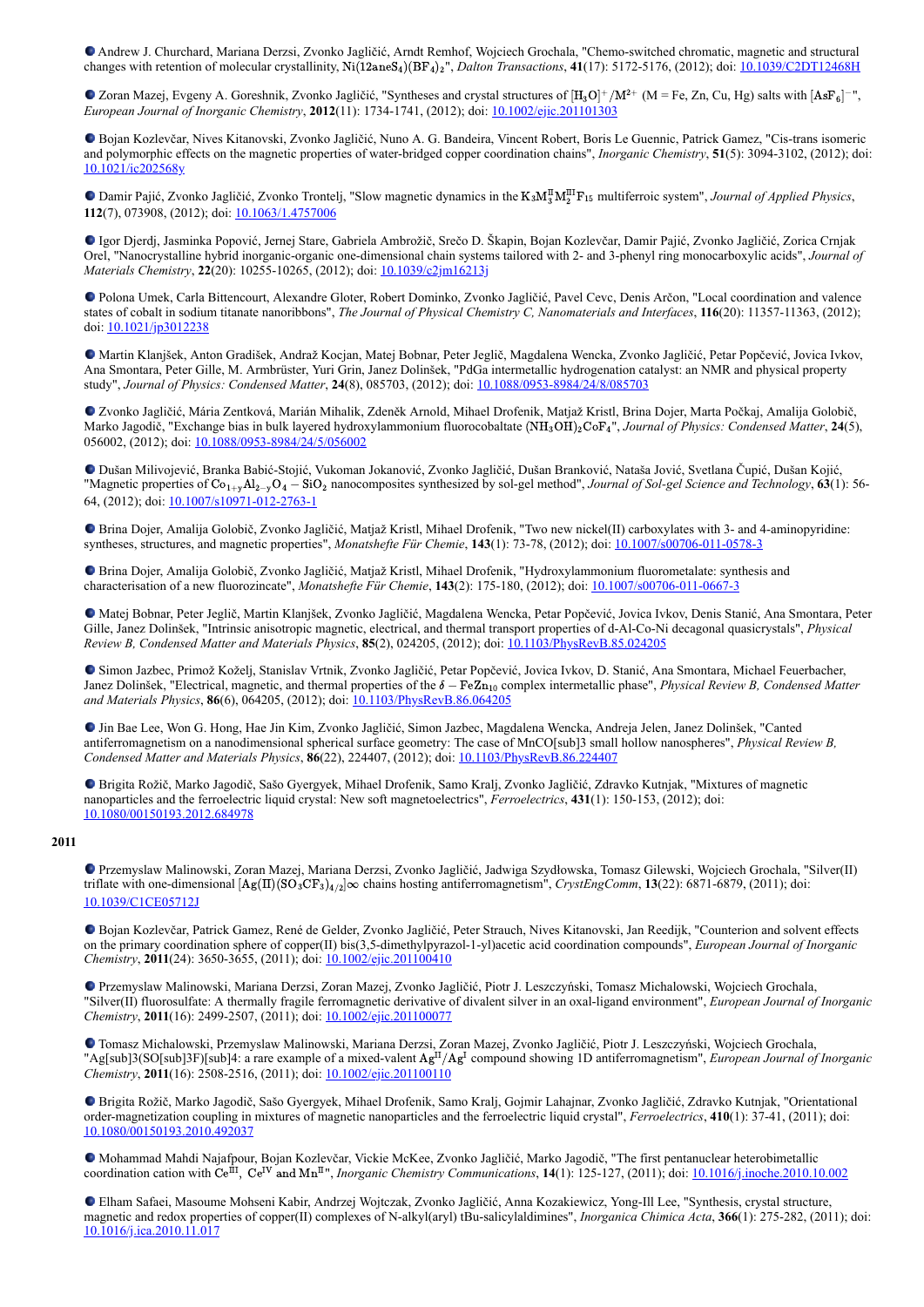- Andrew J. Churchard, Mariana Derzsi, Zvonko Jagličić, Arndt Remhof, Wojciech Grochala, "Chemo-switched chromatic, magnetic and structural changes with retention of molecular crystallinity, $Ni(12aneS_4)(BF_4)_2$", *Dalton Transactions*, **41**(17): 5172-5176, (2012); doi: 10.1039/C2DT12468H

- Zoran Mazej, Evgeny A. Goreshnik, Zvonko Jagličić, "Syntheses and crystal structures of $[H_3O]^+/M^{2+}$ (M = Fe, Zn, Cu, Hg) salts with $[AsF_6]^-$", *European Journal of Inorganic Chemistry*, **2012**(11): 1734-1741, (2012); doi: 10.1002/ejic.201101303

- Bojan Kozlevčar, Nives Kitanovski, Zvonko Jagličić, Nuno A. G. Bandeira, Vincent Robert, Boris Le Guennic, Patrick Gamez, "Cis-trans isomeric and polymorphic effects on the magnetic properties of water-bridged copper coordination chains", *Inorganic Chemistry*, **51**(5): 3094-3102, (2012); doi: 10.1021/ic202568y

- Damir Pajić, Zvonko Jagličić, Zvonko Trontelj, "Slow magnetic dynamics in the $K_3M^{II}_3M^{III}_2F_{15}$ multiferroic system", *Journal of Applied Physics*, **112**(7), 073908, (2012); doi: 10.1063/1.4757006

- Igor Djerdj, Jasminka Popović, Jernej Stare, Gabriela Ambrožič, Srečo D. Škapin, Bojan Kozlevčar, Damir Pajić, Zvonko Jagličić, Zorica Crnjak Orel, "Nanocrystalline hybrid inorganic-organic one-dimensional chain systems tailored with 2- and 3-phenyl ring monocarboxylic acids", *Journal of Materials Chemistry*, **22**(20): 10255-10265, (2012); doi: 10.1039/c2jm16213j

- Polona Umek, Carla Bittencourt, Alexandre Gloter, Robert Dominko, Zvonko Jagličić, Pavel Cevc, Denis Arčon, "Local coordination and valence states of cobalt in sodium titanate nanoribbons", *The Journal of Physical Chemistry C, Nanomaterials and Interfaces*, **116**(20): 11357-11363, (2012); doi: 10.1021/jp3012238

- Martin Klanjšek, Anton Gradišek, Andraž Kocjan, Matej Bobnar, Peter Jeglič, Magdalena Wencka, Zvonko Jagličić, Petar Popčević, Jovica Ivkov, Ana Smontara, Peter Gille, M. Armbrüster, Yuri Grin, Janez Dolinšek, "PdGa intermetallic hydrogenation catalyst: an NMR and physical property study", *Journal of Physics: Condensed Matter*, **24**(8), 085703, (2012); doi: 10.1088/0953-8984/24/8/085703

- Zvonko Jagličić, Mária Zentková, Marián Mihalik, Zdeněk Arnold, Mihael Drofenik, Matjaž Kristl, Brina Dojer, Marta Počkaj, Amalija Golobič, Marko Jagodič, "Exchange bias in bulk layered hydroxylammonium fluorocobaltate $(NH_3OH)_2CoF_4$", *Journal of Physics: Condensed Matter*, **24**(5), 056002, (2012); doi: 10.1088/0953-8984/24/5/056002

- Dušan Milivojević, Branka Babić-Stojić, Vukoman Jokanović, Zvonko Jagličić, Dušan Branković, Nataša Jović, Svetlana Čupić, Dušan Kojić, "Magnetic properties of $Co_{1+y}Al_{2-y}O_4-SiO_2$ nanocomposites synthesized by sol-gel method", *Journal of Sol-gel Science and Technology*, **63**(1): 56-64, (2012); doi: 10.1007/s10971-012-2763-1

- Brina Dojer, Amalija Golobič, Zvonko Jagličić, Matjaž Kristl, Mihael Drofenik, "Two new nickel(II) carboxylates with 3- and 4-aminopyridine: syntheses, structures, and magnetic properties", *Monatshefte Für Chemie*, **143**(1): 73-78, (2012); doi: 10.1007/s00706-011-0578-3

- Brina Dojer, Amalija Golobič, Zvonko Jagličić, Matjaž Kristl, Mihael Drofenik, "Hydroxylammonium fluorometalate: synthesis and characterisation of a new fluorozincate", *Monatshefte Für Chemie*, **143**(2): 175-180, (2012); doi: 10.1007/s00706-011-0667-3

- Matej Bobnar, Peter Jeglič, Martin Klanjšek, Zvonko Jagličić, Magdalena Wencka, Petar Popčević, Jovica Ivkov, Denis Stanić, Ana Smontara, Peter Gille, Janez Dolinšek, "Intrinsic anisotropic magnetic, electrical, and thermal transport properties of d-Al-Co-Ni decagonal quasicrystals", *Physical Review B, Condensed Matter and Materials Physics*, **85**(2), 024205, (2012); doi: 10.1103/PhysRevB.85.024205

- Simon Jazbec, Primož Koželj, Stanislav Vrtnik, Zvonko Jagličić, Petar Popčević, Jovica Ivkov, D. Stanić, Ana Smontara, Michael Feuerbacher, Janez Dolinšek, "Electrical, magnetic, and thermal properties of the $\delta-FeZn_{10}$ complex intermetallic phase", *Physical Review B, Condensed Matter and Materials Physics*, **86**(6), 064205, (2012); doi: 10.1103/PhysRevB.86.064205

- Jin Bae Lee, Won G. Hong, Hae Jin Kim, Zvonko Jagličić, Simon Jazbec, Magdalena Wencka, Andreja Jelen, Janez Dolinšek, "Canted antiferromagnetism on a nanodimensional spherical surface geometry: The case of MnCO[sub]3 small hollow nanospheres", *Physical Review B, Condensed Matter and Materials Physics*, **86**(22), 224407, (2012); doi: 10.1103/PhysRevB.86.224407

- Brigita Rožič, Marko Jagodič, Sašo Gyergyek, Mihael Drofenik, Samo Kralj, Zvonko Jagličić, Zdravko Kutnjak, "Mixtures of magnetic nanoparticles and the ferroelectric liquid crystal: New soft magnetoelectrics", *Ferroelectrics*, **431**(1): 150-153, (2012); doi: 10.1080/00150193.2012.684978

**2011**

- Przemyslaw Malinowski, Zoran Mazej, Mariana Derzsi, Zvonko Jagličić, Jadwiga Szydłowska, Tomasz Gilewski, Wojciech Grochala, "Silver(II) triflate with one-dimensional $[Ag(II)(SO_3CF_3)_{4/2}]\infty$ chains hosting antiferromagnetism", *CrystEngComm*, **13**(22): 6871-6879, (2011); doi: 10.1039/C1CE05712J

- Bojan Kozlevčar, Patrick Gamez, René de Gelder, Zvonko Jagličić, Peter Strauch, Nives Kitanovski, Jan Reedijk, "Counterion and solvent effects on the primary coordination sphere of copper(II) bis(3,5-dimethylpyrazol-1-yl)acetic acid coordination compounds", *European Journal of Inorganic Chemistry*, **2011**(24): 3650-3655, (2011); doi: 10.1002/ejic.201100410

- Przemyslaw Malinowski, Mariana Derzsi, Zoran Mazej, Zvonko Jagličić, Piotr J. Leszczyński, Tomasz Michalowski, Wojciech Grochala, "Silver(II) fluorosulfate: A thermally fragile ferromagnetic derivative of divalent silver in an oxal-ligand environment", *European Journal of Inorganic Chemistry*, **2011**(16): 2499-2507, (2011); doi: 10.1002/ejic.201100077

- Tomasz Michalowski, Przemyslaw Malinowski, Mariana Derzsi, Zoran Mazej, Zvonko Jagličić, Piotr J. Leszczyński, Wojciech Grochala, "Ag[sub]3(SO[sub]3F)[sub]4: a rare example of a mixed-valent $Ag^{II}/Ag^{I}$ compound showing 1D antiferromagnetism", *European Journal of Inorganic Chemistry*, **2011**(16): 2508-2516, (2011); doi: 10.1002/ejic.201100110

- Brigita Rožič, Marko Jagodič, Sašo Gyergyek, Mihael Drofenik, Samo Kralj, Gojmir Lahajnar, Zvonko Jagličić, Zdravko Kutnjak, "Orientational order-magnetization coupling in mixtures of magnetic nanoparticles and the ferroelectric liquid crystal", *Ferroelectrics*, **410**(1): 37-41, (2011); doi: 10.1080/00150193.2010.492037

- Mohammad Mahdi Najafpour, Bojan Kozlevčar, Vickie McKee, Zvonko Jagličić, Marko Jagodič, "The first pentanuclear heterobimetallic coordination cation with $Ce^{III}$, $Ce^{IV}$ and $Mn^{II}$", *Inorganic Chemistry Communications*, **14**(1): 125-127, (2011); doi: 10.1016/j.inoche.2010.10.002

- Elham Safaei, Masoume Mohseni Kabir, Andrzej Wojtczak, Zvonko Jagličić, Anna Kozakiewicz, Yong-Ill Lee, "Synthesis, crystal structure, magnetic and redox properties of copper(II) complexes of N-alkyl(aryl) tBu-salicylaldimines", *Inorganica Chimica Acta*, **366**(1): 275-282, (2011); doi: 10.1016/j.ica.2010.11.017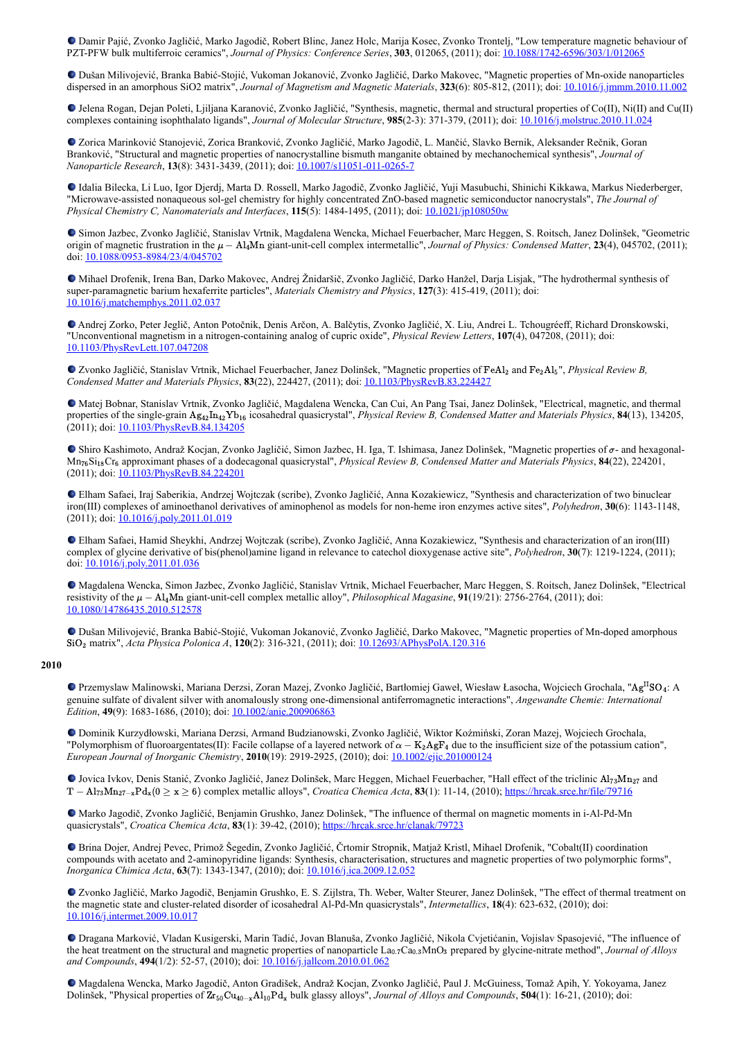- Damir Pajić, Zvonko Jagličić, Marko Jagodič, Robert Blinc, Janez Holc, Marija Kosec, Zvonko Trontelj, "Low temperature magnetic behaviour of PZT-PFW bulk multiferroic ceramics", *Journal of Physics: Conference Series*, **303**, 012065, (2011); doi: 10.1088/1742-6596/303/1/012065

- Dušan Milivojević, Branka Babić-Stojić, Vukoman Jokanović, Zvonko Jagličić, Darko Makovec, "Magnetic properties of Mn-oxide nanoparticles dispersed in an amorphous SiO2 matrix", *Journal of Magnetism and Magnetic Materials*, **323**(6): 805-812, (2011); doi: 10.1016/j.jmmm.2010.11.002

- Jelena Rogan, Dejan Poleti, Ljiljana Karanović, Zvonko Jagličić, "Synthesis, magnetic, thermal and structural properties of Co(II), Ni(II) and Cu(II) complexes containing isophthalato ligands", *Journal of Molecular Structure*, **985**(2-3): 371-379, (2011); doi: 10.1016/j.molstruc.2010.11.024

- Zorica Marinković Stanojević, Zorica Branković, Zvonko Jagličić, Marko Jagodič, L. Mančić, Slavko Bernik, Aleksander Rečnik, Goran Branković, "Structural and magnetic properties of nanocrystalline bismuth manganite obtained by mechanochemical synthesis", *Journal of Nanoparticle Research*, **13**(8): 3431-3439, (2011); doi: 10.1007/s11051-011-0265-7

- Idalia Bilecka, Li Luo, Igor Djerdj, Marta D. Rossell, Marko Jagodič, Zvonko Jagličić, Yuji Masubuchi, Shinichi Kikkawa, Markus Niederberger, "Microwave-assisted nonaqueous sol-gel chemistry for highly concentrated ZnO-based magnetic semiconductor nanocrystals", *The Journal of Physical Chemistry C, Nanomaterials and Interfaces*, **115**(5): 1484-1495, (2011); doi: 10.1021/jp108050w

- Simon Jazbec, Zvonko Jagličić, Stanislav Vrtnik, Magdalena Wencka, Michael Feuerbacher, Marc Heggen, S. Roitsch, Janez Dolinšek, "Geometric origin of magnetic frustration in the $\mu - Al_4Mn$ giant-unit-cell complex intermetallic", *Journal of Physics: Condensed Matter*, **23**(4), 045702, (2011); doi: 10.1088/0953-8984/23/4/045702

- Mihael Drofenik, Irena Ban, Darko Makovec, Andrej Žnidaršič, Zvonko Jagličić, Darko Hanžel, Darja Lisjak, "The hydrothermal synthesis of super-paramagnetic barium hexaferrite particles", *Materials Chemistry and Physics*, **127**(3): 415-419, (2011); doi: 10.1016/j.matchemphys.2011.02.037

- Andrej Zorko, Peter Jeglič, Anton Potočnik, Denis Arčon, A. Balčytis, Zvonko Jagličić, X. Liu, Andrei L. Tchougréeff, Richard Dronskowski, "Unconventional magnetism in a nitrogen-containing analog of cupric oxide", *Physical Review Letters*, **107**(4), 047208, (2011); doi: 10.1103/PhysRevLett.107.047208

- Zvonko Jagličić, Stanislav Vrtnik, Michael Feuerbacher, Janez Dolinšek, "Magnetic properties of $FeAl_2$ and $Fe_2Al_5$", *Physical Review B, Condensed Matter and Materials Physics*, **83**(22), 224427, (2011); doi: 10.1103/PhysRevB.83.224427

- Matej Bobnar, Stanislav Vrtnik, Zvonko Jagličić, Magdalena Wencka, Can Cui, An Pang Tsai, Janez Dolinšek, "Electrical, magnetic, and thermal properties of the single-grain $Ag_{42}In_{42}Yb_{16}$ icosahedral quasicrystal", *Physical Review B, Condensed Matter and Materials Physics*, **84**(13), 134205, (2011); doi: 10.1103/PhysRevB.84.134205

- Shiro Kashimoto, Andraž Kocjan, Zvonko Jagličić, Simon Jazbec, H. Iga, T. Ishimasa, Janez Dolinšek, "Magnetic properties of $\sigma$- and hexagonal-$Mn_{76}Si_{18}Cr_6$ approximant phases of a dodecagonal quasicrystal", *Physical Review B, Condensed Matter and Materials Physics*, **84**(22), 224201, (2011); doi: 10.1103/PhysRevB.84.224201

- Elham Safaei, Iraj Saberikia, Andrzej Wojtczak (scribe), Zvonko Jagličić, Anna Kozakiewicz, "Synthesis and characterization of two binuclear iron(III) complexes of aminoethanol derivatives of aminophenol as models for non-heme iron enzymes active sites", *Polyhedron*, **30**(6): 1143-1148, (2011); doi: 10.1016/j.poly.2011.01.019

- Elham Safaei, Hamid Sheykhi, Andrzej Wojtczak (scribe), Zvonko Jagličić, Anna Kozakiewicz, "Synthesis and characterization of an iron(III) complex of glycine derivative of bis(phenol)amine ligand in relevance to catechol dioxygenase active site", *Polyhedron*, **30**(7): 1219-1224, (2011); doi: 10.1016/j.poly.2011.01.036

- Magdalena Wencka, Simon Jazbec, Zvonko Jagličić, Stanislav Vrtnik, Michael Feuerbacher, Marc Heggen, S. Roitsch, Janez Dolinšek, "Electrical resistivity of the $\mu - Al_4Mn$ giant-unit-cell complex metallic alloy", *Philosophical Magazine*, **91**(19/21): 2756-2764, (2011); doi: 10.1080/14786435.2010.512578

- Dušan Milivojević, Branka Babić-Stojić, Vukoman Jokanović, Zvonko Jagličić, Darko Makovec, "Magnetic properties of Mn-doped amorphous $SiO_2$ matrix", *Acta Physica Polonica A*, **120**(2): 316-321, (2011); doi: 10.12693/APhysPolA.120.316

**2010**

- Przemyslaw Malinowski, Mariana Derzsi, Zoran Mazej, Zvonko Jagličić, Bartłomiej Gaweł, Wiesław Łasocha, Wojciech Grochala, "$Ag^{II}SO_4$: A genuine sulfate of divalent silver with anomalously strong one-dimensional antiferromagnetic interactions", *Angewandte Chemie: International Edition*, **49**(9): 1683-1686, (2010); doi: 10.1002/anie.200906863

- Dominik Kurzydłowski, Mariana Derzsi, Armand Budzianowski, Zvonko Jagličić, Wiktor Koźmiński, Zoran Mazej, Wojciech Grochala, "Polymorphism of fluoroargentates(II): Facile collapse of a layered network of $\alpha - K_2AgF_4$ due to the insufficient size of the potassium cation", *European Journal of Inorganic Chemistry*, **2010**(19): 2919-2925, (2010); doi: 10.1002/ejic.201000124

- Jovica Ivkov, Denis Stanić, Zvonko Jagličić, Janez Dolinšek, Marc Heggen, Michael Feuerbacher, "Hall effect of the triclinic $Al_{73}Mn_{27}$ and $T - Al_{73}Mn_{27-x}Pd_x (0 \geq x \geq 6)$ complex metallic alloys", *Croatica Chemica Acta*, **83**(1): 11-14, (2010); https://hrcak.srce.hr/file/79716

- Marko Jagodič, Zvonko Jagličić, Benjamin Grushko, Janez Dolinšek, "The influence of thermal on magnetic moments in i-Al-Pd-Mn quasicrystals", *Croatica Chemica Acta*, **83**(1): 39-42, (2010); https://hrcak.srce.hr/clanak/79723

- Brina Dojer, Andrej Pevec, Primož Šegedin, Zvonko Jagličić, Črtomir Stropnik, Matjaž Kristl, Mihael Drofenik, "Cobalt(II) coordination compounds with acetato and 2-aminopyridine ligands: Synthesis, characterisation, structures and magnetic properties of two polymorphic forms", *Inorganica Chimica Acta*, **63**(7): 1343-1347, (2010); doi: 10.1016/j.ica.2009.12.052

- Zvonko Jagličić, Marko Jagodič, Benjamin Grushko, E. S. Zijlstra, Th. Weber, Walter Steurer, Janez Dolinšek, "The effect of thermal treatment on the magnetic state and cluster-related disorder of icosahedral Al-Pd-Mn quasicrystals", *Intermetallics*, **18**(4): 623-632, (2010); doi: 10.1016/j.intermet.2009.10.017

- Dragana Marković, Vladan Kusigerski, Marin Tadić, Jovan Blanuša, Zvonko Jagličić, Nikola Cvjetićanin, Vojislav Spasojević, "The influence of the heat treatment on the structural and magnetic properties of nanoparticle $La_{0.7}Ca_{0.3}MnO_3$ prepared by glycine-nitrate method", *Journal of Alloys and Compounds*, **494**(1/2): 52-57, (2010); doi: 10.1016/j.jallcom.2010.01.062

- Magdalena Wencka, Marko Jagodič, Anton Gradišek, Andraž Kocjan, Zvonko Jagličić, Paul J. McGuiness, Tomaž Apih, Y. Yokoyama, Janez Dolinšek, "Physical properties of $Zr_{50}Cu_{40-x}Al_{10}Pd_x$ bulk glassy alloys", *Journal of Alloys and Compounds*, **504**(1): 16-21, (2010); doi: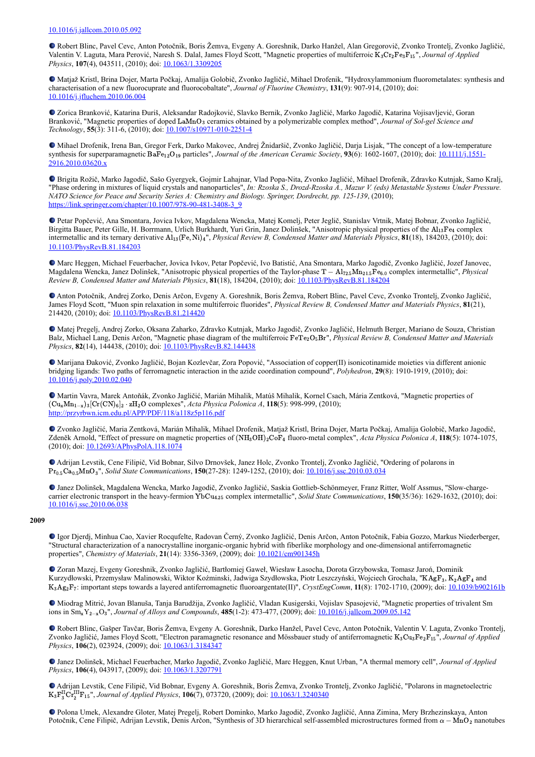10.1016/j.jallcom.2010.05.092

- Robert Blinc, Pavel Cevc, Anton Potočnik, Boris Žemva, Evgeny A. Goreshnik, Darko Hanžel, Alan Gregorovič, Zvonko Trontelj, Zvonko Jagličić, Valentin V. Laguta, Mara Perović, Naresh S. Dalal, James Floyd Scott, "Magnetic properties of multiferroic $K_3Cr_2Fe_3F_{15}$", *Journal of Applied Physics*, **107**(4), 043511, (2010); doi: 10.1063/1.3309205

- Matjaž Kristl, Brina Dojer, Marta Počkaj, Amalija Golobič, Zvonko Jagličić, Mihael Drofenik, "Hydroxylammonium fluorometalates: synthesis and characterisation of a new fluorocuprate and fluorocobaltate", *Journal of Fluorine Chemistry*, **131**(9): 907-914, (2010); doi: 10.1016/j.jfluchem.2010.06.004

- Zorica Branković, Katarina Đuriš, Aleksandar Radojković, Slavko Bernik, Zvonko Jagličić, Marko Jagodič, Katarina Vojisavljević, Goran Branković, "Magnetic properties of doped $LaMnO_3$ ceramics obtained by a polymerizable complex method", *Journal of Sol-gel Science and Technology*, **55**(3): 311-6, (2010); doi: 10.1007/s10971-010-2251-4

- Mihael Drofenik, Irena Ban, Gregor Ferk, Darko Makovec, Andrej Žnidaršič, Zvonko Jagličić, Darja Lisjak, "The concept of a low-temperature synthesis for superparamagnetic $BaFe_{12}O_{19}$ particles", *Journal of the American Ceramic Society*, **93**(6): 1602-1607, (2010); doi: 10.1111/j.1551-2916.2010.03620.x

- Brigita Rožič, Marko Jagodič, Sašo Gyergyek, Gojmir Lahajnar, Vlad Popa-Nita, Zvonko Jagličić, Mihael Drofenik, Zdravko Kutnjak, Samo Kralj, "Phase ordering in mixtures of liquid crystals and nanoparticles", *In: Rzoska S., Drozd-Rzoska A., Mazur V. (eds) Metastable Systems Under Pressure. NATO Science for Peace and Security Series A: Chemistry and Biology. Springer, Dordrecht, pp. 125-139*, (2010); https://link.springer.com/chapter/10.1007/978-90-481-3408-3_9

- Petar Popčević, Ana Smontara, Jovica Ivkov, Magdalena Wencka, Matej Komelj, Peter Jeglič, Stanislav Vrtnik, Matej Bobnar, Zvonko Jagličić, Birgitta Bauer, Peter Gille, H. Borrmann, Urlich Burkhardt, Yuri Grin, Janez Dolinšek, "Anisotropic physical properties of the $Al_{13}Fe_4$ complex intermetallic and its ternary derivative $Al_{13}(Fe,Ni)_4$", *Physical Review B, Condensed Matter and Materials Physics*, **81**(18), 184203, (2010); doi: 10.1103/PhysRevB.81.184203

- Marc Heggen, Michael Feuerbacher, Jovica Ivkov, Petar Popčević, Ivo Batistić, Ana Smontara, Marko Jagodič, Zvonko Jagličić, Jozef Janovec, Magdalena Wencka, Janez Dolinšek, "Anisotropic physical properties of the Taylor-phase $T-Al_{72.5}Mn_{21.5}Fe_{6.0}$ complex intermetallic", *Physical Review B, Condensed Matter and Materials Physics*, **81**(18), 184204, (2010); doi: 10.1103/PhysRevB.81.184204

- Anton Potočnik, Andrej Zorko, Denis Arčon, Evgeny A. Goreshnik, Boris Žemva, Robert Blinc, Pavel Cevc, Zvonko Trontelj, Zvonko Jagličić, James Floyd Scott, "Muon spin relaxation in some multiferroic fluorides", *Physical Review B, Condensed Matter and Materials Physics*, **81**(21), 214420, (2010); doi: 10.1103/PhysRevB.81.214420

- Matej Pregelj, Andrej Zorko, Oksana Zaharko, Zdravko Kutnjak, Marko Jagodič, Zvonko Jagličić, Helmuth Berger, Mariano de Souza, Christian Balz, Michael Lang, Denis Arčon, "Magnetic phase diagram of the multiferroic $FeTe_2O_5Br$", *Physical Review B, Condensed Matter and Materials Physics*, **82**(14), 144438, (2010); doi: 10.1103/PhysRevB.82.144438

- Marijana Đaković, Zvonko Jagličić, Bojan Kozlevčar, Zora Popović, "Association of copper(II) isonicotinamide moieties via different anionic bridging ligands: Two paths of ferromagnetic interaction in the azide coordination compound", *Polyhedron*, **29**(8): 1910-1919, (2010); doi: 10.1016/j.poly.2010.02.040

- Martin Vavra, Marek Antoňák, Zvonko Jagličić, Marián Mihalik, Matúš Mihalik, Kornel Csach, Mária Zentková, "Magnetic properties of $(Cu_xMn_{1-x})_3[Cr(CN)_6]_2 \cdot zH_2O$ complexes", *Acta Physica Polonica A*, **118**(5): 998-999, (2010); http://przyrbwn.icm.edu.pl/APP/PDF/118/a118z5p116.pdf

- Zvonko Jagličić, Maria Zentková, Marián Mihalik, Mihael Drofenik, Matjaž Kristl, Brina Dojer, Marta Počkaj, Amalija Golobič, Marko Jagodič, Zdeněk Arnold, "Effect of pressure on magnetic properties of $(NH_3OH)_2CoF_4$ fluoro-metal complex", *Acta Physica Polonica A*, **118**(5): 1074-1075, (2010); doi: 10.12693/APhysPolA.118.1074

- Adrijan Levstik, Cene Filipič, Vid Bobnar, Silvo Drnovšek, Janez Holc, Zvonko Trontelj, Zvonko Jagličić, "Ordering of polarons in $Pr_{0.5}Ca_{0.5}MnO_3$", *Solid State Communications*, **150**(27-28): 1249-1252, (2010); doi: 10.1016/j.ssc.2010.03.034

- Janez Dolinšek, Magdalena Wencka, Marko Jagodič, Zvonko Jagličić, Saskia Gottlieb-Schönmeyer, Franz Ritter, Wolf Assmus, "Slow-charge-carrier electronic transport in the heavy-fermion $YbCu_{4.25}$ complex intermetallic", *Solid State Communications*, **150**(35/36): 1629-1632, (2010); doi: 10.1016/j.ssc.2010.06.038

**2009**

- Igor Djerdj, Minhua Cao, Xavier Rocquefelte, Radovan Černý, Zvonko Jagličić, Denis Arčon, Anton Potočnik, Fabia Gozzo, Markus Niederberger, "Structural characterization of a nanocrystalline inorganic-organic hybrid with fiberlike morphology and one-dimensional antiferromagnetic properties", *Chemistry of Materials*, **21**(14): 3356-3369, (2009); doi: 10.1021/cm901345h

- Zoran Mazej, Evgeny Goreshnik, Zvonko Jagličić, Bartłomiej Gaweł, Wiesław Łasocha, Dorota Grzybowska, Tomasz Jaroń, Dominik Kurzydłowski, Przemysław Malinowski, Wiktor Koźminski, Jadwiga Szydłowska, Piotr Leszczyński, Wojciech Grochala, "$KAgF_3$, $K_2AgF_4$ and $K_3Ag_2F_7$: important steps towards a layered antiferromagnetic fluoroargentate(II)", *CrystEngComm*, **11**(8): 1702-1710, (2009); doi: 10.1039/b902161b

- Miodrag Mitrić, Jovan Blanuša, Tanja Barudžija, Zvonko Jagličić, Vladan Kusigerski, Vojislav Spasojević, "Magnetic properties of trivalent Sm ions in $Sm_xY_{2-x}O_3$", *Journal of Alloys and Compounds*, **485**(1-2): 473-477, (2009); doi: 10.1016/j.jallcom.2009.05.142

- Robert Blinc, Gašper Tavčar, Boris Žemva, Evgeny A. Goreshnik, Darko Hanžel, Pavel Cevc, Anton Potočnik, Valentin V. Laguta, Zvonko Trontelj, Zvonko Jagličić, James Floyd Scott, "Electron paramagnetic resonance and Mössbauer study of antiferromagnetic $K_3Cu_3Fe_2F_{15}$", *Journal of Applied Physics*, **106**(2), 023924, (2009); doi: 10.1063/1.3184347

- Janez Dolinšek, Michael Feuerbacher, Marko Jagodič, Zvonko Jagličić, Marc Heggen, Knut Urban, "A thermal memory cell", *Journal of Applied Physics*, **106**(4), 043917, (2009); doi: 10.1063/1.3207791

- Adrijan Levstik, Cene Filipič, Vid Bobnar, Evgeny A. Goreshnik, Boris Žemva, Zvonko Trontelj, Zvonko Jagličić, "Polarons in magnetoelectric $K_3F_3^{II}Cr_2^{III}F_{15}$", *Journal of Applied Physics*, **106**(7), 073720, (2009); doi: 10.1063/1.3240340

- Polona Umek, Alexandre Gloter, Matej Pregelj, Robert Dominko, Marko Jagodič, Zvonko Jagličić, Anna Zimina, Mery Brzhezinskaya, Anton Potočnik, Cene Filipič, Adrijan Levstik, Denis Arčon, "Synthesis of 3D hierarchical self-assembled microstructures formed from $\alpha-MnO_2$ nanotubes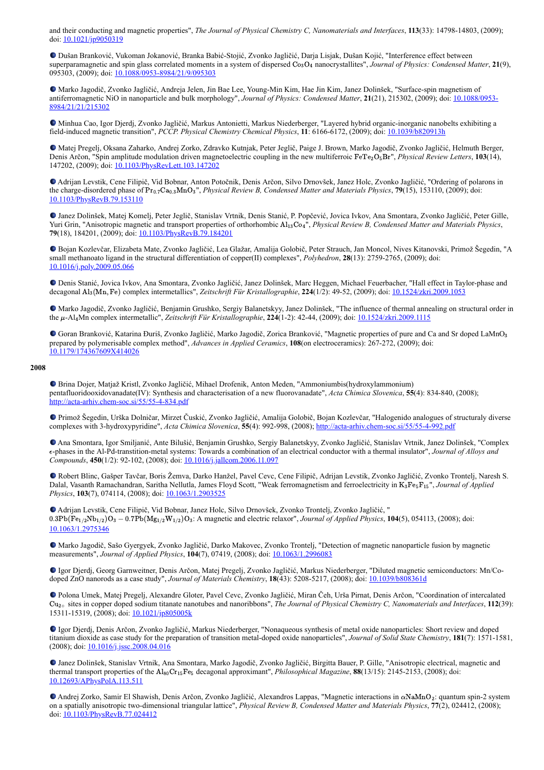and their conducting and magnetic properties", *The Journal of Physical Chemistry C, Nanomaterials and Interfaces*, **113**(33): 14798-14803, (2009); doi: 10.1021/jp9050319

- Dušan Branković, Vukoman Jokanović, Branka Babić-Stojić, Zvonko Jagličić, Darja Lisjak, Dušan Kojić, "Interference effect between superparamagnetic and spin glass correlated moments in a system of dispersed $Co_3O_4$ nanocrystallites", *Journal of Physics: Condensed Matter*, **21**(9), 095303, (2009); doi: 10.1088/0953-8984/21/9/095303

- Marko Jagodič, Zvonko Jagličić, Andreja Jelen, Jin Bae Lee, Young-Min Kim, Hae Jin Kim, Janez Dolinšek, "Surface-spin magnetism of antiferromagnetic NiO in nanoparticle and bulk morphology", *Journal of Physics: Condensed Matter*, **21**(21), 215302, (2009); doi: 10.1088/0953-8984/21/21/215302

- Minhua Cao, Igor Djerdj, Zvonko Jagličić, Markus Antonietti, Markus Niederberger, "Layered hybrid organic-inorganic nanobelts exhibiting a field-induced magnetic transition", *PCCP. Physical Chemistry Chemical Physics*, **11**: 6166-6172, (2009); doi: 10.1039/b820913h

- Matej Pregelj, Oksana Zaharko, Andrej Zorko, Zdravko Kutnjak, Peter Jeglič, Paige J. Brown, Marko Jagodič, Zvonko Jagličić, Helmuth Berger, Denis Arčon, "Spin amplitude modulation driven magnetoelectric coupling in the new multiferroic $FeTe_2O_5Br$", *Physical Review Letters*, **103**(14), 147202, (2009); doi: 10.1103/PhysRevLett.103.147202

- Adrijan Levstik, Cene Filipič, Vid Bobnar, Anton Potočnik, Denis Arčon, Silvo Drnovšek, Janez Holc, Zvonko Jagličić, "Ordering of polarons in the charge-disordered phase of $Pr_{0.7}Ca_{0.3}MnO_3$", *Physical Review B, Condensed Matter and Materials Physics*, **79**(15), 153110, (2009); doi: 10.1103/PhysRevB.79.153110

- Janez Dolinšek, Matej Komelj, Peter Jeglič, Stanislav Vrtnik, Denis Stanić, P. Popčević, Jovica Ivkov, Ana Smontara, Zvonko Jagličić, Peter Gille, Yuri Grin, "Anisotropic magnetic and transport properties of orthorhombic $Al_{13}Co_4$", *Physical Review B, Condensed Matter and Materials Physics*, **79**(18), 184201, (2009); doi: 10.1103/PhysRevB.79.184201

- Bojan Kozlevčar, Elizabeta Mate, Zvonko Jagličić, Lea Glažar, Amalija Golobič, Peter Strauch, Jan Moncol, Nives Kitanovski, Primož Šegedin, "A small methanoato ligand in the structural differentiation of copper(II) complexes", *Polyhedron*, **28**(13): 2759-2765, (2009); doi: 10.1016/j.poly.2009.05.066

- Denis Stanić, Jovica Ivkov, Ana Smontara, Zvonko Jagličić, Janez Dolinšek, Marc Heggen, Michael Feuerbacher, "Hall effect in Taylor-phase and decagonal $Al_3(Mn, Fe)$ complex intermetallics", *Zeitschrift Für Kristallographie*, **224**(1/2): 49-52, (2009); doi: 10.1524/zkri.2009.1053

- Marko Jagodič, Zvonko Jagličić, Benjamin Grushko, Sergiy Balanetskyy, Janez Dolinšek, "The influence of thermal annealing on structural order in the $\mu$-$Al_4Mn$ complex intermetallic", *Zeitschrift Für Kristallographie*, **224**(1-2): 42-44, (2009); doi: 10.1524/zkri.2009.1115

- Goran Branković, Katarina Đuriš, Zvonko Jagličić, Marko Jagodič, Zorica Branković, "Magnetic properties of pure and Ca and Sr doped $LaMnO_3$ prepared by polymerisable complex method", *Advances in Applied Ceramics*, **108**(on electroceramics): 267-272, (2009); doi: 10.1179/174367609X414026

**2008**

- Brina Dojer, Matjaž Kristl, Zvonko Jagličić, Mihael Drofenik, Anton Meden, "Ammoniumbis(hydroxylammonium) pentafluoridooxidovanadate(IV): Synthesis and characterisation of a new fluorovanadate", *Acta Chimica Slovenica*, **55**(4): 834-840, (2008); http://acta-arhiv.chem-soc.si/55/55-4-834.pdf

- Primož Šegedin, Urška Dolničar, Mirzet Čuskić, Zvonko Jagličić, Amalija Golobič, Bojan Kozlevčar, "Halogenido analogues of structuraly diverse complexes with 3-hydroxypyridine", *Acta Chimica Slovenica*, **55**(4): 992-998, (2008); http://acta-arhiv.chem-soc.si/55/55-4-992.pdf

- Ana Smontara, Igor Smiljanić, Ante Bilušić, Benjamin Grushko, Sergiy Balanetskyy, Zvonko Jagličić, Stanislav Vrtnik, Janez Dolinšek, "Complex $\epsilon$-phases in the Al-Pd-transtition-metal systems: Towards a combination of an electrical conductor with a thermal insulator", *Journal of Alloys and Compounds*, **450**(1/2): 92-102, (2008); doi: 10.1016/j.jallcom.2006.11.097

- Robert Blinc, Gašper Tavčar, Boris Žemva, Darko Hanžel, Pavel Cevc, Cene Filipič, Adrijan Levstik, Zvonko Jagličić, Zvonko Trontelj, Naresh S. Dalal, Vasanth Ramachandran, Saritha Nellutla, James Floyd Scott, "Weak ferromagnetism and ferroelectricity in $K_3Fe_5F_{15}$", *Journal of Applied Physics*, **103**(7), 074114, (2008); doi: 10.1063/1.2903525

- Adrijan Levstik, Cene Filipič, Vid Bobnar, Janez Holc, Silvo Drnovšek, Zvonko Trontelj, Zvonko Jagličić, "$0.3Pb(Fe_{1/2}Nb_{1/2})O_3 - 0.7Pb(Mg_{1/2}W_{1/2})O_3$: A magnetic and electric relaxor", *Journal of Applied Physics*, **104**(5), 054113, (2008); doi: 10.1063/1.2975346

- Marko Jagodič, Sašo Gyergyek, Zvonko Jagličić, Darko Makovec, Zvonko Trontelj, "Detection of magnetic nanoparticle fusion by magnetic measurements", *Journal of Applied Physics*, **104**(7), 07419, (2008); doi: 10.1063/1.2996083

- Igor Djerdj, Georg Garnweitner, Denis Arčon, Matej Pregelj, Zvonko Jagličić, Markus Niederberger, "Diluted magnetic semiconductors: Mn/Co-doped ZnO nanorods as a case study", *Journal of Materials Chemistry*, **18**(43): 5208-5217, (2008); doi: 10.1039/b808361d

- Polona Umek, Matej Pregelj, Alexandre Gloter, Pavel Cevc, Zvonko Jagličić, Miran Čeh, Urša Pirnat, Denis Arčon, "Coordination of intercalated $Cu_{2+}$ sites in copper doped sodium titanate nanotubes and nanoribbons", *The Journal of Physical Chemistry C, Nanomaterials and Interfaces*, **112**(39): 15311-15319, (2008); doi: 10.1021/jp805005k

- Igor Djerdj, Denis Arčon, Zvonko Jagličić, Markus Niederberger, "Nonaqueous synthesis of metal oxide nanoparticles: Short review and doped titanium dioxide as case study for the preparation of transition metal-doped oxide nanoparticles", *Journal of Solid State Chemistry*, **181**(7): 1571-1581, (2008); doi: 10.1016/j.jssc.2008.04.016

- Janez Dolinšek, Stanislav Vrtnik, Ana Smontara, Marko Jagodič, Zvonko Jagličić, Birgitta Bauer, P. Gille, "Anisotropic electrical, magnetic and thermal transport properties of the $Al_{80}Cr_{15}Fe_5$ decagonal approximant", *Philosophical Magazine*, **88**(13/15): 2145-2153, (2008); doi: 10.12693/APhysPolA.113.511

- Andrej Zorko, Samir El Shawish, Denis Arčon, Zvonko Jagličić, Alexandros Lappas, "Magnetic interactions in $\alpha NaMnO_2$: quantum spin-2 system on a spatially anisotropic two-dimensional triangular lattice", *Physical Review B, Condensed Matter and Materials Physics*, **77**(2), 024412, (2008); doi: 10.1103/PhysRevB.77.024412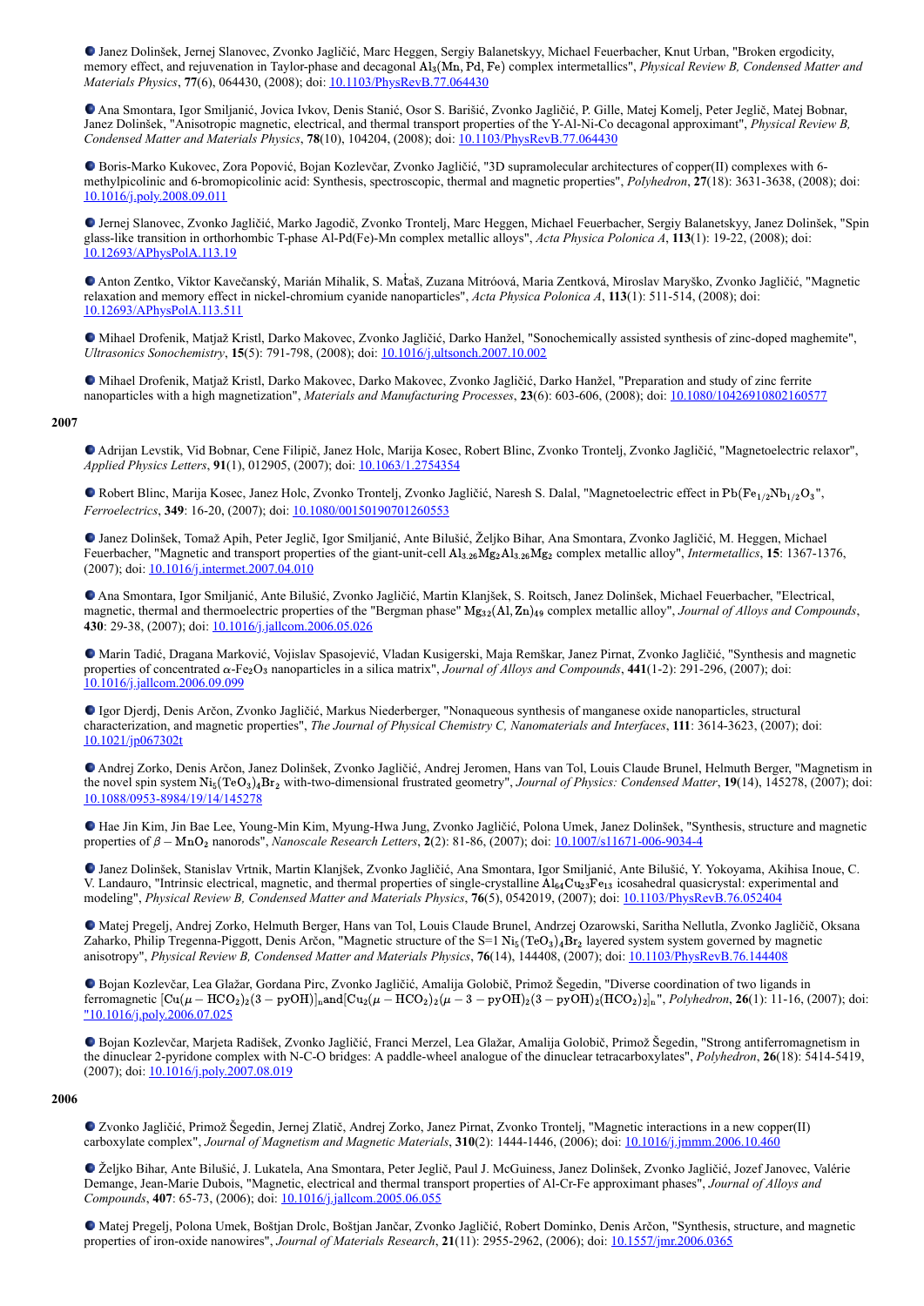- Janez Dolinšek, Jernej Slanovec, Zvonko Jagličić, Marc Heggen, Sergiy Balanetskyy, Michael Feuerbacher, Knut Urban, "Broken ergodicity, memory effect, and rejuvenation in Taylor-phase and decagonal $Al_3(Mn, Pd, Fe)$ complex intermetallics", *Physical Review B, Condensed Matter and Materials Physics*, **77**(6), 064430, (2008); doi: 10.1103/PhysRevB.77.064430

- Ana Smontara, Igor Smiljanić, Jovica Ivkov, Denis Stanić, Osor S. Barišić, Zvonko Jagličić, P. Gille, Matej Komelj, Peter Jeglič, Matej Bobnar, Janez Dolinšek, "Anisotropic magnetic, electrical, and thermal transport properties of the Y-Al-Ni-Co decagonal approximant", *Physical Review B, Condensed Matter and Materials Physics*, **78**(10), 104204, (2008); doi: 10.1103/PhysRevB.77.064430

- Boris-Marko Kukovec, Zora Popović, Bojan Kozlevčar, Zvonko Jagličić, "3D supramolecular architectures of copper(II) complexes with 6-methylpicolinic and 6-bromopicolinic acid: Synthesis, spectroscopic, thermal and magnetic properties", *Polyhedron*, **27**(18): 3631-3638, (2008); doi: 10.1016/j.poly.2008.09.011

- Jernej Slanovec, Zvonko Jagličić, Marko Jagodič, Zvonko Trontelj, Marc Heggen, Michael Feuerbacher, Sergiy Balanetskyy, Janez Dolinšek, "Spin glass-like transition in orthorhombic T-phase Al-Pd(Fe)-Mn complex metallic alloys", *Acta Physica Polonica A*, **113**(1): 19-22, (2008); doi: 10.12693/APhysPolA.113.19

- Anton Zentko, Viktor Kavečanský, Marián Mihalik, S. Maťaš, Zuzana Mitróová, Maria Zentková, Miroslav Maryško, Zvonko Jagličić, "Magnetic relaxation and memory effect in nickel-chromium cyanide nanoparticles", *Acta Physica Polonica A*, **113**(1): 511-514, (2008); doi: 10.12693/APhysPolA.113.511

- Mihael Drofenik, Matjaž Kristl, Darko Makovec, Zvonko Jagličić, Darko Hanžel, "Sonochemically assisted synthesis of zinc-doped maghemite", *Ultrasonics Sonochemistry*, **15**(5): 791-798, (2008); doi: 10.1016/j.ultsonch.2007.10.002

- Mihael Drofenik, Matjaž Kristl, Darko Makovec, Darko Makovec, Zvonko Jagličić, Darko Hanžel, "Preparation and study of zinc ferrite nanoparticles with a high magnetization", *Materials and Manufacturing Processes*, **23**(6): 603-606, (2008); doi: 10.1080/10426910802160577

**2007**

- Adrijan Levstik, Vid Bobnar, Cene Filipič, Janez Holc, Marija Kosec, Robert Blinc, Zvonko Trontelj, Zvonko Jagličić, "Magnetoelectric relaxor", *Applied Physics Letters*, **91**(1), 012905, (2007); doi: 10.1063/1.2754354

- Robert Blinc, Marija Kosec, Janez Holc, Zvonko Trontelj, Zvonko Jagličić, Naresh S. Dalal, "Magnetoelectric effect in $Pb(Fe_{1/2}Nb_{1/2}O_3$", *Ferroelectrics*, **349**: 16-20, (2007); doi: 10.1080/00150190701260553

- Janez Dolinšek, Tomaž Apih, Peter Jeglič, Igor Smiljanić, Ante Bilušić, Željko Bihar, Ana Smontara, Zvonko Jagličić, M. Heggen, Michael Feuerbacher, "Magnetic and transport properties of the giant-unit-cell $Al_{3.26}Mg_2Al_{3.26}Mg_2$ complex metallic alloy", *Intermetallics*, **15**: 1367-1376, (2007); doi: 10.1016/j.intermet.2007.04.010

- Ana Smontara, Igor Smiljanić, Ante Bilušić, Zvonko Jagličić, Martin Klanjšek, S. Roitsch, Janez Dolinšek, Michael Feuerbacher, "Electrical, magnetic, thermal and thermoelectric properties of the "Bergman phase" $Mg_{32}(Al, Zn)_{49}$ complex metallic alloy", *Journal of Alloys and Compounds*, **430**: 29-38, (2007); doi: 10.1016/j.jallcom.2006.05.026

- Marin Tadić, Dragana Marković, Vojislav Spasojević, Vladan Kusigerski, Maja Remškar, Janez Pirnat, Zvonko Jagličić, "Synthesis and magnetic properties of concentrated $\alpha$-$Fe_2O_3$ nanoparticles in a silica matrix", *Journal of Alloys and Compounds*, **441**(1-2): 291-296, (2007); doi: 10.1016/j.jallcom.2006.09.099

- Igor Djerdj, Denis Arčon, Zvonko Jagličić, Markus Niederberger, "Nonaqueous synthesis of manganese oxide nanoparticles, structural characterization, and magnetic properties", *The Journal of Physical Chemistry C, Nanomaterials and Interfaces*, **111**: 3614-3623, (2007); doi: 10.1021/jp067302t

- Andrej Zorko, Denis Arčon, Janez Dolinšek, Zvonko Jagličić, Andrej Jeromen, Hans van Tol, Louis Claude Brunel, Helmuth Berger, "Magnetism in the novel spin system $Ni_5(TeO_3)_4Br_2$ with-two-dimensional frustrated geometry", *Journal of Physics: Condensed Matter*, **19**(14), 145278, (2007); doi: 10.1088/0953-8984/19/14/145278

- Hae Jin Kim, Jin Bae Lee, Young-Min Kim, Myung-Hwa Jung, Zvonko Jagličić, Polona Umek, Janez Dolinšek, "Synthesis, structure and magnetic properties of $\beta - MnO_2$ nanorods", *Nanoscale Research Letters*, **2**(2): 81-86, (2007); doi: 10.1007/s11671-006-9034-4

- Janez Dolinšek, Stanislav Vrtnik, Martin Klanjšek, Zvonko Jagličić, Ana Smontara, Igor Smiljanić, Ante Bilušić, Y. Yokoyama, Akihisa Inoue, C. V. Landauro, "Intrinsic electrical, magnetic, and thermal properties of single-crystalline $Al_{64}Cu_{23}Fe_{13}$ icosahedral quasicrystal: experimental and modeling", *Physical Review B, Condensed Matter and Materials Physics*, **76**(5), 0542019, (2007); doi: 10.1103/PhysRevB.76.052404

- Matej Pregelj, Andrej Zorko, Helmuth Berger, Hans van Tol, Louis Claude Brunel, Andrzej Ozarowski, Saritha Nellutla, Zvonko Jagličič, Oksana Zaharko, Philip Tregenna-Piggott, Denis Arčon, "Magnetic structure of the S=1 $Ni_5(TeO_3)_4Br_2$ layered system system governed by magnetic anisotropy", *Physical Review B, Condensed Matter and Materials Physics*, **76**(14), 144408, (2007); doi: 10.1103/PhysRevB.76.144408

- Bojan Kozlevčar, Lea Glažar, Gordana Pirc, Zvonko Jagličić, Amalija Golobič, Primož Šegedin, "Diverse coordination of two ligands in ferromagnetic $[Cu(\mu - HCO_2)_2(3 - pyOH)]_n$and$[Cu_2(\mu - HCO_2)_2(\mu - 3 - pyOH)_2(3 - pyOH)_2(HCO_2)_2]_n$", *Polyhedron*, **26**(1): 11-16, (2007); doi: "10.1016/j.poly.2006.07.025

- Bojan Kozlevčar, Marjeta Radišek, Zvonko Jagličić, Franci Merzel, Lea Glažar, Amalija Golobič, Primož Šegedin, "Strong antiferromagnetism in the dinuclear 2-pyridone complex with N-C-O bridges: A paddle-wheel analogue of the dinuclear tetracarboxylates", *Polyhedron*, **26**(18): 5414-5419, (2007); doi: 10.1016/j.poly.2007.08.019

**2006**

- Zvonko Jagličić, Primož Šegedin, Jernej Zlatič, Andrej Zorko, Janez Pirnat, Zvonko Trontelj, "Magnetic interactions in a new copper(II) carboxylate complex", *Journal of Magnetism and Magnetic Materials*, **310**(2): 1444-1446, (2006); doi: 10.1016/j.jmmm.2006.10.460

- Željko Bihar, Ante Bilušić, J. Lukatela, Ana Smontara, Peter Jeglič, Paul J. McGuiness, Janez Dolinšek, Zvonko Jagličić, Jozef Janovec, Valérie Demange, Jean-Marie Dubois, "Magnetic, electrical and thermal transport properties of Al-Cr-Fe approximant phases", *Journal of Alloys and Compounds*, **407**: 65-73, (2006); doi: 10.1016/j.jallcom.2005.06.055

- Matej Pregelj, Polona Umek, Boštjan Drolc, Boštjan Jančar, Zvonko Jagličić, Robert Dominko, Denis Arčon, "Synthesis, structure, and magnetic properties of iron-oxide nanowires", *Journal of Materials Research*, **21**(11): 2955-2962, (2006); doi: 10.1557/jmr.2006.0365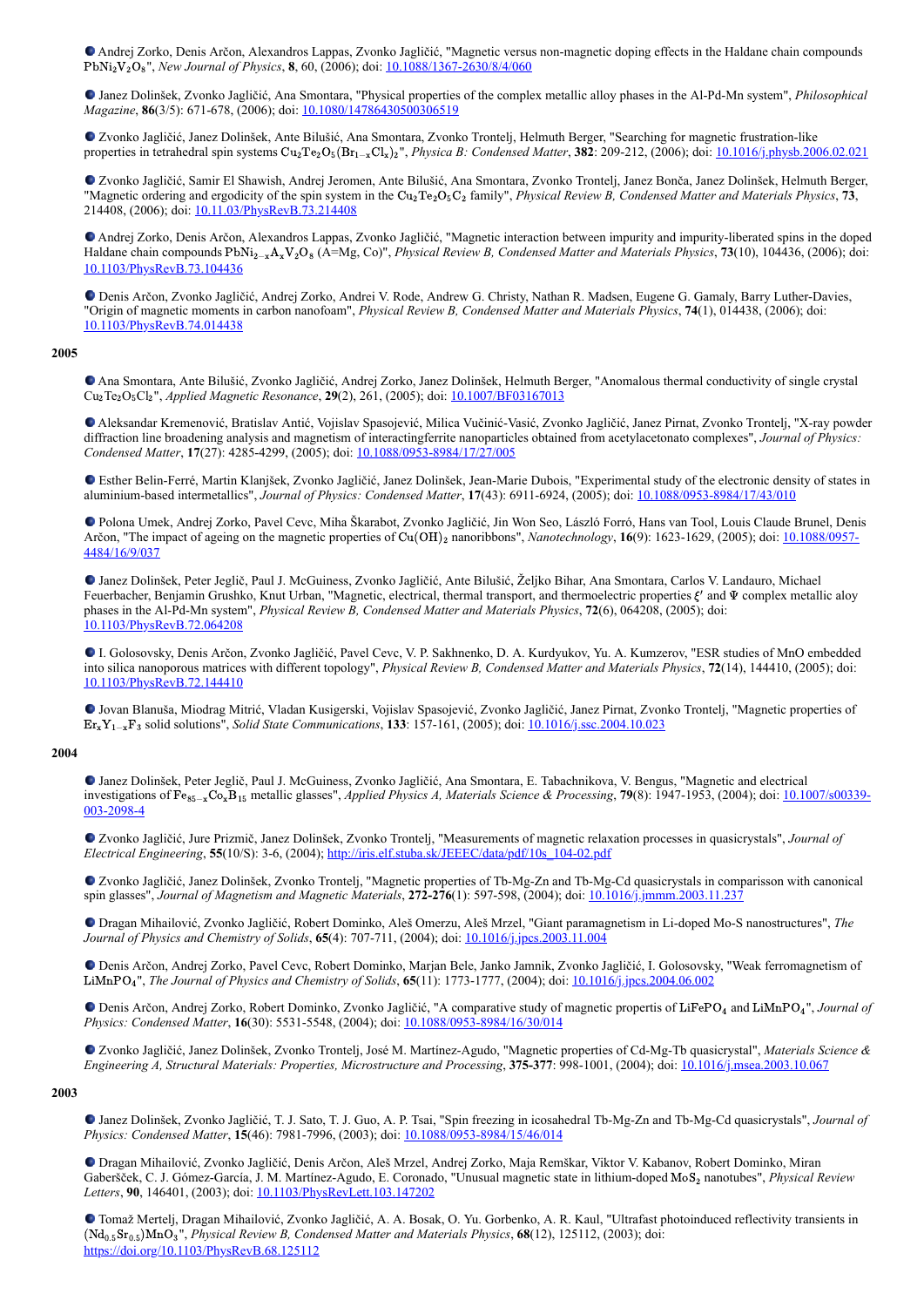- Andrej Zorko, Denis Arčon, Alexandros Lappas, Zvonko Jagličić, "Magnetic versus non-magnetic doping effects in the Haldane chain compounds $PbNi_2V_2O_8$", *New Journal of Physics*, **8**, 60, (2006); doi: 10.1088/1367-2630/8/4/060

- Janez Dolinšek, Zvonko Jagličić, Ana Smontara, "Physical properties of the complex metallic alloy phases in the Al-Pd-Mn system", *Philosophical Magazine*, **86**(3/5): 671-678, (2006); doi: 10.1080/14786430500306519

- Zvonko Jagličić, Janez Dolinšek, Ante Bilušić, Ana Smontara, Zvonko Trontelj, Helmuth Berger, "Searching for magnetic frustration-like properties in tetrahedral spin systems $Cu_2Te_2O_5(Br_{1-x}Cl_x)_2$", *Physica B: Condensed Matter*, **382**: 209-212, (2006); doi: 10.1016/j.physb.2006.02.021

- Zvonko Jagličić, Samir El Shawish, Andrej Jeromen, Ante Bilušić, Ana Smontara, Zvonko Trontelj, Janez Bonča, Janez Dolinšek, Helmuth Berger, "Magnetic ordering and ergodicity of the spin system in the $Cu_2Te_2O_5C_2$ family", *Physical Review B, Condensed Matter and Materials Physics*, **73**, 214408, (2006); doi: 10.11.03/PhysRevB.73.214408

- Andrej Zorko, Denis Arčon, Alexandros Lappas, Zvonko Jagličić, "Magnetic interaction between impurity and impurity-liberated spins in the doped Haldane chain compounds $PbNi_{2-x}A_xV_2O_8$ (A=Mg, Co)", *Physical Review B, Condensed Matter and Materials Physics*, **73**(10), 104436, (2006); doi: 10.1103/PhysRevB.73.104436

- Denis Arčon, Zvonko Jagličić, Andrej Zorko, Andrei V. Rode, Andrew G. Christy, Nathan R. Madsen, Eugene G. Gamaly, Barry Luther-Davies, "Origin of magnetic moments in carbon nanofoam", *Physical Review B, Condensed Matter and Materials Physics*, **74**(1), 014438, (2006); doi: 10.1103/PhysRevB.74.014438

**2005**

- Ana Smontara, Ante Bilušić, Zvonko Jagličić, Andrej Zorko, Janez Dolinšek, Helmuth Berger, "Anomalous thermal conductivity of single crystal $Cu_2Te_2O_5Cl_2$", *Applied Magnetic Resonance*, **29**(2), 261, (2005); doi: 10.1007/BF03167013

- Aleksandar Kremenović, Bratislav Antić, Vojislav Spasojević, Milica Vučinić-Vasić, Zvonko Jagličić, Janez Pirnat, Zvonko Trontelj, "X-ray powder diffraction line broadening analysis and magnetism of interactingferrite nanoparticles obtained from acetylacetonato complexes", *Journal of Physics: Condensed Matter*, **17**(27): 4285-4299, (2005); doi: 10.1088/0953-8984/17/27/005

- Esther Belin-Ferré, Martin Klanjšek, Zvonko Jagličić, Janez Dolinšek, Jean-Marie Dubois, "Experimental study of the electronic density of states in aluminium-based intermetallics", *Journal of Physics: Condensed Matter*, **17**(43): 6911-6924, (2005); doi: 10.1088/0953-8984/17/43/010

- Polona Umek, Andrej Zorko, Pavel Cevc, Miha Škarabot, Zvonko Jagličić, Jin Won Seo, László Forró, Hans van Tool, Louis Claude Brunel, Denis Arčon, "The impact of ageing on the magnetic properties of $Cu(OH)_2$ nanoribbons", *Nanotechnology*, **16**(9): 1623-1629, (2005); doi: 10.1088/0957-4484/16/9/037

- Janez Dolinšek, Peter Jeglič, Paul J. McGuiness, Zvonko Jagličić, Ante Bilušić, Željko Bihar, Ana Smontara, Carlos V. Landauro, Michael Feuerbacher, Benjamin Grushko, Knut Urban, "Magnetic, electrical, thermal transport, and thermoelectric properties $\xi'$ and $\Psi$ complex metallic aloy phases in the Al-Pd-Mn system", *Physical Review B, Condensed Matter and Materials Physics*, **72**(6), 064208, (2005); doi: 10.1103/PhysRevB.72.064208

- I. Golosovsky, Denis Arčon, Zvonko Jagličić, Pavel Cevc, V. P. Sakhnenko, D. A. Kurdyukov, Yu. A. Kumzerov, "ESR studies of MnO embedded into silica nanoporous matrices with different topology", *Physical Review B, Condensed Matter and Materials Physics*, **72**(14), 144410, (2005); doi: 10.1103/PhysRevB.72.144410

- Jovan Blanuša, Miodrag Mitrić, Vladan Kusigerski, Vojislav Spasojević, Zvonko Jagličić, Janez Pirnat, Zvonko Trontelj, "Magnetic properties of $Er_xY_{1-x}F_3$ solid solutions", *Solid State Communications*, **133**: 157-161, (2005); doi: 10.1016/j.ssc.2004.10.023

**2004**

- Janez Dolinšek, Peter Jeglič, Paul J. McGuiness, Zvonko Jagličić, Ana Smontara, E. Tabachnikova, V. Bengus, "Magnetic and electrical investigations of $Fe_{85-x}Co_xB_{15}$ metallic glasses", *Applied Physics A, Materials Science & Processing*, **79**(8): 1947-1953, (2004); doi: 10.1007/s00339-003-2098-4

- Zvonko Jagličić, Jure Prizmič, Janez Dolinšek, Zvonko Trontelj, "Measurements of magnetic relaxation processes in quasicrystals", *Journal of Electrical Engineering*, **55**(10/S): 3-6, (2004); http://iris.elf.stuba.sk/JEEEC/data/pdf/10s_104-02.pdf

- Zvonko Jagličić, Janez Dolinšek, Zvonko Trontelj, "Magnetic properties of Tb-Mg-Zn and Tb-Mg-Cd quasicrystals in comparisson with canonical spin glasses", *Journal of Magnetism and Magnetic Materials*, **272-276**(1): 597-598, (2004); doi: 10.1016/j.jmmm.2003.11.237

- Dragan Mihailović, Zvonko Jagličić, Robert Dominko, Aleš Omerzu, Aleš Mrzel, "Giant paramagnetism in Li-doped Mo-S nanostructures", *The Journal of Physics and Chemistry of Solids*, **65**(4): 707-711, (2004); doi: 10.1016/j.jpcs.2003.11.004

- Denis Arčon, Andrej Zorko, Pavel Cevc, Robert Dominko, Marjan Bele, Janko Jamnik, Zvonko Jagličić, I. Golosovsky, "Weak ferromagnetism of $LiMnPO_4$", *The Journal of Physics and Chemistry of Solids*, **65**(11): 1773-1777, (2004); doi: 10.1016/j.jpcs.2004.06.002

- Denis Arčon, Andrej Zorko, Robert Dominko, Zvonko Jagličić, "A comparative study of magnetic propertis of $LiFePO_4$ and $LiMnPO_4$", *Journal of Physics: Condensed Matter*, **16**(30): 5531-5548, (2004); doi: 10.1088/0953-8984/16/30/014

- Zvonko Jagličić, Janez Dolinšek, Zvonko Trontelj, José M. Martínez-Agudo, "Magnetic properties of Cd-Mg-Tb quasicrystal", *Materials Science & Engineering A, Structural Materials: Properties, Microstructure and Processing*, **375-377**: 998-1001, (2004); doi: 10.1016/j.msea.2003.10.067

**2003**

- Janez Dolinšek, Zvonko Jagličić, T. J. Sato, T. J. Guo, A. P. Tsai, "Spin freezing in icosahedral Tb-Mg-Zn and Tb-Mg-Cd quasicrystals", *Journal of Physics: Condensed Matter*, **15**(46): 7981-7996, (2003); doi: 10.1088/0953-8984/15/46/014

- Dragan Mihailović, Zvonko Jagličić, Denis Arčon, Aleš Mrzel, Andrej Zorko, Maja Remškar, Viktor V. Kabanov, Robert Dominko, Miran Gaberšček, C. J. Gómez-García, J. M. Martínez-Agudo, E. Coronado, "Unusual magnetic state in lithium-doped $MoS_2$ nanotubes", *Physical Review Letters*, **90**, 146401, (2003); doi: 10.1103/PhysRevLett.103.147202

- Tomaž Mertelj, Dragan Mihailović, Zvonko Jagličić, A. A. Bosak, O. Yu. Gorbenko, A. R. Kaul, "Ultrafast photoinduced reflectivity transients in $(Nd_{0.5}Sr_{0.5})MnO_3$", *Physical Review B, Condensed Matter and Materials Physics*, **68**(12), 125112, (2003); doi: https://doi.org/10.1103/PhysRevB.68.125112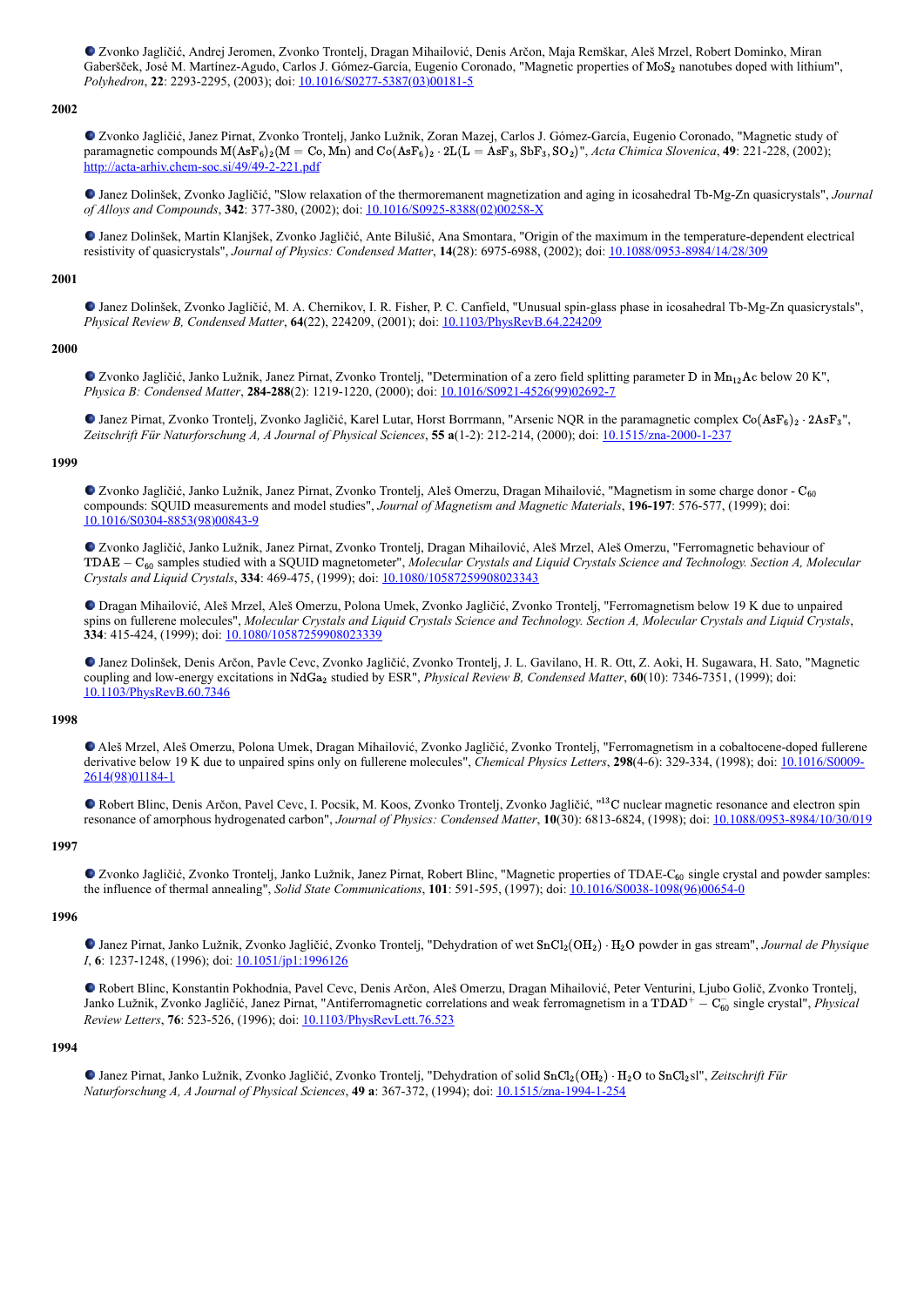- Zvonko Jagličić, Andrej Jeromen, Zvonko Trontelj, Dragan Mihailović, Denis Arčon, Maja Remškar, Aleš Mrzel, Robert Dominko, Miran Gaberšček, José M. Martínez-Agudo, Carlos J. Gómez-García, Eugenio Coronado, "Magnetic properties of $MoS_2$ nanotubes doped with lithium", *Polyhedron*, **22**: 2293-2295, (2003); doi: 10.1016/S0277-5387(03)00181-5

**2002**

- Zvonko Jagličić, Janez Pirnat, Zvonko Trontelj, Janko Lužnik, Zoran Mazej, Carlos J. Gómez-García, Eugenio Coronado, "Magnetic study of paramagnetic compounds $M(AsF_6)_2 (M = Co, Mn)$ and $Co(AsF_6)_2 \cdot 2L (L = AsF_3, SbF_3, SO_2)$", *Acta Chimica Slovenica*, **49**: 221-228, (2002); http://acta-arhiv.chem-soc.si/49/49-2-221.pdf

- Janez Dolinšek, Zvonko Jagličić, "Slow relaxation of the thermoremanent magnetization and aging in icosahedral Tb-Mg-Zn quasicrystals", *Journal of Alloys and Compounds*, **342**: 377-380, (2002); doi: 10.1016/S0925-8388(02)00258-X

- Janez Dolinšek, Martin Klanjšek, Zvonko Jagličić, Ante Bilušić, Ana Smontara, "Origin of the maximum in the temperature-dependent electrical resistivity of quasicrystals", *Journal of Physics: Condensed Matter*, **14**(28): 6975-6988, (2002); doi: 10.1088/0953-8984/14/28/309

**2001**

- Janez Dolinšek, Zvonko Jagličić, M. A. Chernikov, I. R. Fisher, P. C. Canfield, "Unusual spin-glass phase in icosahedral Tb-Mg-Zn quasicrystals", *Physical Review B, Condensed Matter*, **64**(22), 224209, (2001); doi: 10.1103/PhysRevB.64.224209

**2000**

- Zvonko Jagličić, Janko Lužnik, Janez Pirnat, Zvonko Trontelj, "Determination of a zero field splitting parameter D in $Mn_{12}Ac$ below 20 K", *Physica B: Condensed Matter*, **284-288**(2): 1219-1220, (2000); doi: 10.1016/S0921-4526(99)02692-7

- Janez Pirnat, Zvonko Trontelj, Zvonko Jagličić, Karel Lutar, Horst Borrmann, "Arsenic NQR in the paramagnetic complex $Co(AsF_6)_2 \cdot 2AsF_3$", *Zeitschrift Für Naturforschung A, A Journal of Physical Sciences*, **55 a**(1-2): 212-214, (2000); doi: 10.1515/zna-2000-1-237

**1999**

- Zvonko Jagličić, Janko Lužnik, Janez Pirnat, Zvonko Trontelj, Aleš Omerzu, Dragan Mihailović, "Magnetism in some charge donor - $C_{60}$ compounds: SQUID measurements and model studies", *Journal of Magnetism and Magnetic Materials*, **196-197**: 576-577, (1999); doi: 10.1016/S0304-8853(98)00843-9

- Zvonko Jagličić, Janko Lužnik, Janez Pirnat, Zvonko Trontelj, Dragan Mihailović, Aleš Mrzel, Aleš Omerzu, "Ferromagnetic behaviour of $TDAE - C_{60}$ samples studied with a SQUID magnetometer", *Molecular Crystals and Liquid Crystals Science and Technology. Section A, Molecular Crystals and Liquid Crystals*, **334**: 469-475, (1999); doi: 10.1080/10587259908023343

- Dragan Mihailović, Aleš Mrzel, Aleš Omerzu, Polona Umek, Zvonko Jagličić, Zvonko Trontelj, "Ferromagnetism below 19 K due to unpaired spins on fullerene molecules", *Molecular Crystals and Liquid Crystals Science and Technology. Section A, Molecular Crystals and Liquid Crystals*, **334**: 415-424, (1999); doi: 10.1080/10587259908023339

- Janez Dolinšek, Denis Arčon, Pavle Cevc, Zvonko Jagličić, Zvonko Trontelj, J. L. Gavilano, H. R. Ott, Z. Aoki, H. Sugawara, H. Sato, "Magnetic coupling and low-energy excitations in $NdGa_2$ studied by ESR", *Physical Review B, Condensed Matter*, **60**(10): 7346-7351, (1999); doi: 10.1103/PhysRevB.60.7346

**1998**

- Aleš Mrzel, Aleš Omerzu, Polona Umek, Dragan Mihailović, Zvonko Jagličić, Zvonko Trontelj, "Ferromagnetism in a cobaltocene-doped fullerene derivative below 19 K due to unpaired spins only on fullerene molecules", *Chemical Physics Letters*, **298**(4-6): 329-334, (1998); doi: 10.1016/S0009-2614(98)01184-1

- Robert Blinc, Denis Arčon, Pavel Cevc, I. Pocsik, M. Koos, Zvonko Trontelj, Zvonko Jagličić, "$^{13}C$ nuclear magnetic resonance and electron spin resonance of amorphous hydrogenated carbon", *Journal of Physics: Condensed Matter*, **10**(30): 6813-6824, (1998); doi: 10.1088/0953-8984/10/30/019

**1997**

- Zvonko Jagličić, Zvonko Trontelj, Janko Lužnik, Janez Pirnat, Robert Blinc, "Magnetic properties of TDAE-$C_{60}$ single crystal and powder samples: the influence of thermal annealing", *Solid State Communications*, **101**: 591-595, (1997); doi: 10.1016/S0038-1098(96)00654-0

**1996**

- Janez Pirnat, Janko Lužnik, Zvonko Jagličić, Zvonko Trontelj, "Dehydration of wet $SnCl_2(OH_2) \cdot H_2O$ powder in gas stream", *Journal de Physique I*, **6**: 1237-1248, (1996); doi: 10.1051/jp1:1996126

- Robert Blinc, Konstantin Pokhodnia, Pavel Cevc, Denis Arčon, Aleš Omerzu, Dragan Mihailović, Peter Venturini, Ljubo Golič, Zvonko Trontelj, Janko Lužnik, Zvonko Jagličić, Janez Pirnat, "Antiferromagnetic correlations and weak ferromagnetism in a $TDAE^+ - C_{60}^-$ single crystal", *Physical Review Letters*, **76**: 523-526, (1996); doi: 10.1103/PhysRevLett.76.523

**1994**

- Janez Pirnat, Janko Lužnik, Zvonko Jagličić, Zvonko Trontelj, "Dehydration of solid $SnCl_2(OH_2) \cdot H_2O$ to $SnCl_2sl$", *Zeitschrift Für Naturforschung A, A Journal of Physical Sciences*, **49 a**: 367-372, (1994); doi: 10.1515/zna-1994-1-254